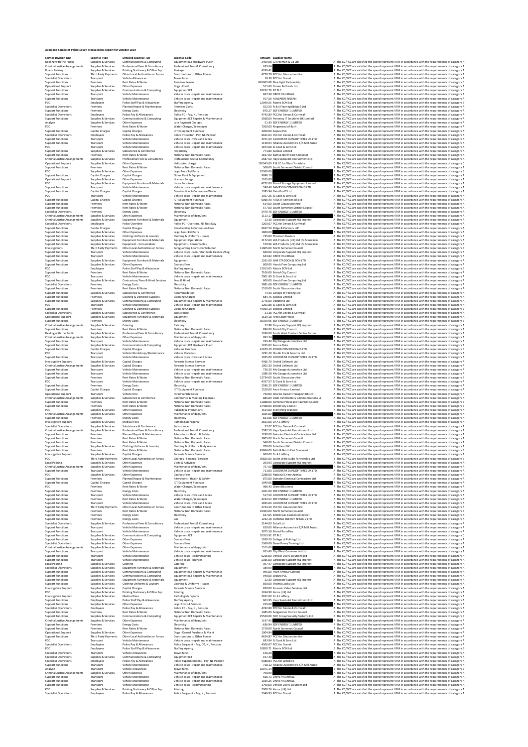# Avon and Somerset Police £500+ Transactions Report for October 2019

| Service Division Org | Expense Type | Detailed Expense Typ | Expense Code | Amount | Supplier Name | |
|---|---|---|---|---|---|---|
| Dealing with the Public | Supplies & Services | Communications & Computing | Equipment ICT Hardware Purch | 3499.98 | CJ Freeman & Co Ltd | A The CC/PCC are satisfied the spend represent VFM in accordance with the requirements of category A |
| Criminal Justice Arrangements | Supplies & Services | Professional Fees & Consultancy | Professional Fees & Consultancy | 633.64 | | A The CC/PCC are satisfied the spend represent VFM in accordance with the requirements of category A |
| Roads Policing | Supplies & Services | Printing Stationery & Office Exp | Postage | 4339.41 | | A The CC/PCC are satisfied the spend represent VFM in accordance with the requirements of category A |
| Support Functions | Third Party Payments | Other Local Authorities or Forces | Contributions to Other Forces | 4779.78 | PCC for Gloucestershire | A The CC/PCC are satisfied the spend represent VFM in accordance with the requirements of category A |
| Specialist Operations | Transport | Vehicle Allowances | Travel fares | 18.30 | PCC for Dorset | A The CC/PCC are satisfied the spend represent VFM in accordance with the requirements of category A |
| Support Functions | Premises | Rent Rates & Water | Premises Leases | 861665.08 | Blue Light Partnership | C The CC/PCC are satisfied the spend represent VFM in accordance with the requirements of category C |
| Operational Support | Supplies & Services | Other Expenses | Dogs - Food | 511.60 | Crown Petfoods Ltd | A The CC/PCC are satisfied the spend represent VFM in accordance with the requirements of category A |
| Support Functions | Supplies & Services | Communications & Computing | Equipment ICT | 67232.79 | BT PLC | C The CC/PCC are satisfied the spend represent VFM in accordance with the requirements of category C |
| Support Functions | Transport | Vehicle Maintenance | Vehicle costs - repair and maintenance | 867.38 | DRIVE VAUXHALL | A The CC/PCC are satisfied the spend represent VFM in accordance with the requirements of category A |
| Support Functions | Transport | Vehicle Maintenance | Vehicle costs - repair and maintenance | 917.56 | HOWARDS NISSAN | A The CC/PCC are satisfied the spend represent VFM in accordance with the requirements of category A |
| PCC | Employees | Police Staff Pay & Allowances | Staffing Agency | 12040.55 | Matrix SCM Ltd | B The CC/PCC are satisfied the spend represent VFM in accordance with the requirements of category B |
| Specialist Operations | Premises | Planned Repair & Maintenance | Premises Costs | 552.50 | N & S Flooring (Bristol) Ltd | A The CC/PCC are satisfied the spend represent VFM in accordance with the requirements of category A |
| Support Functions | Premises | Energy Costs | Electricity | 870.27 | EDF ENERGY 1 LIMITED | A The CC/PCC are satisfied the spend represent VFM in accordance with the requirements of category A |
| Specialist Operations | Employees | Police Pay & Allowances | Police PC - Pay, NI, Pension | 4742.89 | PCC for Devon & Cornwall | A The CC/PCC are satisfied the spend represent VFM in accordance with the requirements of category A |
| Support Functions | Supplies & Services | Communications & Computing | Equipment ICT Repairs & Maintenance | 3568.00 | Pomeroy IT Solutions UK Limited | A The CC/PCC are satisfied the spend represent VFM in accordance with the requirements of category A |
| Analyse | Supplies & Services | Other Expenses | Late Payment Charges | 51.43 | EDF ENERGY 1 LIMITED | A The CC/PCC are satisfied the spend represent VFM in accordance with the requirements of category A |
| PCC | Premises | Rent Rates & Water | Water Charges/Sewerages | 7200.00 | Kingsmead of Bath | A The CC/PCC are satisfied the spend represent VFM in accordance with the requirements of category A |
| Support Functions | Capital Charges | Capital Charges | ICT Equipment Purchase | 3200.00 | Sepura PLC | A The CC/PCC are satisfied the spend represent VFM in accordance with the requirements of category A |
| Specialist Operations | Employees | Police Pay & Allowances | Police Inspector - Pay, NI, Pension | 6641.03 | PCC for Devon & Cornwall | A The CC/PCC are satisfied the spend represent VFM in accordance with the requirements of category A |
| Support Functions | Transport | Vehicle Maintenance | Vehicle costs - tyres and tubes | 3971.59 | GOODYEAR DUNLOP TYRES UK LTD | A The CC/PCC are satisfied the spend represent VFM in accordance with the requirements of category A |
| Support Functions | Transport | Vehicle Maintenance | Vehicle costs - repair and maintenance | 1158.94 | Alliance Automotive T/A Mill Autoq | A The CC/PCC are satisfied the spend represent VFM in accordance with the requirements of category A |
| PCC | Transport | Vehicle Maintenance | Vehicle costs - repair and maintenance | 1874.08 | SJ Cook & Sons Ltd | A The CC/PCC are satisfied the spend represent VFM in accordance with the requirements of category A |
| Support Functions | Supplies & Services | Subsistence & Conference | Hospitality | 771.80 | Sodexo Limited | A The CC/PCC are satisfied the spend represent VFM in accordance with the requirements of category A |
| Support Functions | Premises | Rent Rates & Water | National Non Domestic Rates | 1817.00 | Bath & North East Somerset | A The CC/PCC are satisfied the spend represent VFM in accordance with the requirements of category A |
| Criminal Justice Arrangements | Supplies & Services | Professional Fees & Consultancy | Professional Fees & Consultancy | 2587.50 | Hays Specialist Recruitment Ltd | A The CC/PCC are satisfied the spend represent VFM in accordance with the requirements of category A |
| Operational Support | Supplies & Services | Other Expenses | Helicopter charge | 192543.00 | P & CC for West Yorkshire | C The CC/PCC are satisfied the spend represent VFM in accordance with the requirements of category C |
| Support Functions | Premises | Rent Rates & Water | National Non Domestic Rates | 508.00 | South Somerset District Council | A The CC/PCC are satisfied the spend represent VFM in accordance with the requirements of category A |
| PCC | Supplies & Services | Other Expenses | Legal Fees 3rd Party | 32500.00 | | B The CC/PCC are satisfied the spend represent VFM in accordance with the requirements of category B |
| Support Functions | Capital Charges | Capital Charges | Other Plant & Equipment | 9998.10 | | A The CC/PCC are satisfied the spend represent VFM in accordance with the requirements of category A |
| Operational Support | Supplies & Services | Other Expenses | Horses - Forage | 1265.00 | | A The CC/PCC are satisfied the spend represent VFM in accordance with the requirements of category A |
| PCC | Supplies & Services | Equipment Furniture & Materials | Loose Furniture | 4752.00 | Bristol Storage Equipment Limited | A The CC/PCC are satisfied the spend represent VFM in accordance with the requirements of category A |
| Support Functions | Transport | Vehicle Maintenance | Vehicle costs - repair and maintenance | 590.40 | SAMPSON COMMERCIALS LTD | A The CC/PCC are satisfied the spend represent VFM in accordance with the requirements of category A |
| Support Functions | Capital Charges | Capital Charges | Construction & Conversion Works | 1395.94 | Data Pro IT Ltd | A The CC/PCC are satisfied the spend represent VFM in accordance with the requirements of category A |
| PCC | Transport | Vehicle Maintenance | Vehicle costs - repair and maintenance | 1927.26 | SJ Cook & Sons Ltd | A The CC/PCC are satisfied the spend represent VFM in accordance with the requirements of category A |
| Support Functions | Capital Charges | Capital Charges | ICT Equipment Purchase | 6066.40 | ATOS IT Services Uk Ltd | A The CC/PCC are satisfied the spend represent VFM in accordance with the requirements of category A |
| Support Functions | Premises | Rent Rates & Water | National Non Domestic Rates | 614.00 | South Gloucestershire | A The CC/PCC are satisfied the spend represent VFM in accordance with the requirements of category A |
| Support Functions | Premises | Rent Rates & Water | National Non Domestic Rates | 577.00 | South Somerset District Council | A The CC/PCC are satisfied the spend represent VFM in accordance with the requirements of category A |
| Specialist Operations | Premises | Energy Costs | Electricity | -3479.76 | EDF ENERGY 1 LIMITED | A The CC/PCC are satisfied the spend represent VFM in accordance with the requirements of category A |
| Criminal Justice Arrangements | Supplies & Services | Other Expenses | Maintenance of dogs/cats | 1113.17 | | A The CC/PCC are satisfied the spend represent VFM in accordance with the requirements of category A |
| Criminal Justice Arrangements | Supplies & Services | Equipment Furniture & Materials | Equipment | 12.50 | Corporate Support HQ Imprest | A The CC/PCC are satisfied the spend represent VFM in accordance with the requirements of category A |
| Specialist Operations | Employees | Police Overtime | Police PC - Overtime, NI, Rest Day | 1203.67 | PCC for Devon & Cornwall | A The CC/PCC are satisfied the spend represent VFM in accordance with the requirements of category A |
| Support Functions | Capital Charges | Capital Charges | Construction & Conversion Fees | 6637.50 | Ridge & Partners LLP | A The CC/PCC are satisfied the spend represent VFM in accordance with the requirements of category A |
| Support Functions | Supplies & Services | Other Expenses | Legal Fees 3rd Party | 1800.00 | | A The CC/PCC are satisfied the spend represent VFM in accordance with the requirements of category A |
| Support Functions | Supplies & Services | Clothing Uniforms & Laundry | Clothing & Uniforms - Issues | 715.00 | Thomson Reuters | A The CC/PCC are satisfied the spend represent VFM in accordance with the requirements of category A |
| Support Functions | Supplies & Services | Equipment Furniture & Materials | Equipment Operational | 2172.60 | WA Products (UK) Ltd t/a SceneSafe | A The CC/PCC are satisfied the spend represent VFM in accordance with the requirements of category A |
| Support Functions | Supplies & Services | Equipment - Consumables | Equipment - Consumables | 579.96 | WA Products (UK) Ltd t/a SceneSafe | A The CC/PCC are satisfied the spend represent VFM in accordance with the requirements of category A |
| Investigations | Third Party Payments | Other Local Authorities or Forces | Safeguarding Boards Contribution | 11605.00 | North Somerset Council | B The CC/PCC are satisfied the spend represent VFM in accordance with the requirements of category B |
| Support Functions | Transport | Vehicle Maintenance | Vehicle costs - Non-refundable Licences/Reg | 660.00 | Corporate Support HQ Imprest | A The CC/PCC are satisfied the spend represent VFM in accordance with the requirements of category A |
| Support Functions | Transport | Vehicle Maintenance | Vehicle costs - repair and maintenance | 644.82 | DRIVE VAUXHALL | A The CC/PCC are satisfied the spend represent VFM in accordance with the requirements of category A |
| Support Functions | Supplies & Services | Equipment Furniture & Materials | Equipment | 1261.00 | WM STADDON & SON LTD | A The CC/PCC are satisfied the spend represent VFM in accordance with the requirements of category A |
| Support Functions | Supplies & Services | Other Expenses | Courses Fees | 600.00 | Hands Free Computing Ltd | A The CC/PCC are satisfied the spend represent VFM in accordance with the requirements of category A |
| PCC | Employees | Police Staff Pay & Allowances | Staffing Agency | 12013.03 | Matrix SCM Ltd | B The CC/PCC are satisfied the spend represent VFM in accordance with the requirements of category B |
| Support Functions | Premises | Rent Rates & Water | National Non Domestic Rates | 7106.00 | Bristol City Council | A The CC/PCC are satisfied the spend represent VFM in accordance with the requirements of category A |
| PCC | Transport | Vehicle Maintenance | Vehicle costs - repair and maintenance | 7001.99 | SJ Cook & Sons Ltd | A The CC/PCC are satisfied the spend represent VFM in accordance with the requirements of category A |
| Support Functions | Supplies & Services | Contractors/ Fees & Hired Services | Fees & Hired | 600.00 | Hands Free Computing Ltd | A The CC/PCC are satisfied the spend represent VFM in accordance with the requirements of category A |
| Specialist Operations | Premises | Energy Costs | Electricity | 2881.68 | EDF ENERGY 1 LIMITED | A The CC/PCC are satisfied the spend represent VFM in accordance with the requirements of category A |
| Support Functions | Premises | Rent Rates & Water | National Non Domestic Rates | 1510.00 | South Gloucestershire | A The CC/PCC are satisfied the spend represent VFM in accordance with the requirements of category A |
| Support Functions | Supplies & Services | Subsistence & Conference | Accommodation | 74.50 | College of Policing Ltd | A The CC/PCC are satisfied the spend represent VFM in accordance with the requirements of category A |
| Support Functions | Premises | Cleaning & Domestic Supplies | Cleaning Charges | 684.76 | Sodexo Limited | A The CC/PCC are satisfied the spend represent VFM in accordance with the requirements of category A |
| Support Functions | Supplies & Services | Communications & Computing | Equipment ICT Repairs & Maintenance | 1776.00 | Vodafone Ltd | A The CC/PCC are satisfied the spend represent VFM in accordance with the requirements of category A |
| PCC | Transport | Vehicle Maintenance | Vehicle costs - repair and maintenance | 1201.88 | SJ Cook & Sons Ltd | A The CC/PCC are satisfied the spend represent VFM in accordance with the requirements of category A |
| Support Functions | Premises | Cleaning & Domestic Supplies | Cleaning Charges | 44059.10 | Sodexo Limited | B The CC/PCC are satisfied the spend represent VFM in accordance with the requirements of category B |
| Specialist Operations | Supplies & Services | Subsistence & Conference | Subsistence | 31.38 | PCC for Devon & Cornwall | A The CC/PCC are satisfied the spend represent VFM in accordance with the requirements of category A |
| Operational Support | Supplies & Services | Equipment Furniture & Materials | Equipment | 1529.18 | Arco South West | A The CC/PCC are satisfied the spend represent VFM in accordance with the requirements of category A |
| Support Functions | Premises | Energy Costs | Electricity | 36339.96 | EDF ENERGY 1 LIMITED | B The CC/PCC are satisfied the spend represent VFM in accordance with the requirements of category B |
| Criminal Justice Arrangements | Supplies & Services | Catering | Catering | 22.88 | Corporate Support HQ Imprest | A The CC/PCC are satisfied the spend represent VFM in accordance with the requirements of category A |
| Support Functions | Premises | Rent Rates & Water | National Non Domestic Rates | 896.00 | Bristol City Council | A The CC/PCC are satisfied the spend represent VFM in accordance with the requirements of category A |
| Dealing with the Public | Supplies & Services | Professional Fees & Consultancy | Professional Fees & Consultancy | 1740.00 | South West Coast Centre Forum | A The CC/PCC are satisfied the spend represent VFM in accordance with the requirements of category A |
| Criminal Justice Arrangements | Supplies & Services | Other Expenses | Maintenance of dogs/cats | 992.34 | | A The CC/PCC are satisfied the spend represent VFM in accordance with the requirements of category A |
| Support Functions | Transport | Vehicle Maintenance | Vehicle costs - repair and maintenance | 745.40 | My Garage Automotive Ltd | A The CC/PCC are satisfied the spend represent VFM in accordance with the requirements of category A |
| Support Functions | Supplies & Services | Communications & Computing | Equipment ICT Hardware Purch | 1265.02 | Secure Data | A The CC/PCC are satisfied the spend represent VFM in accordance with the requirements of category A |
| Support Functions | Capital Charges | Capital Charges | Vehicles Purchase | 41679.20 | RYGOR COMMERCIALS LTD | B The CC/PCC are satisfied the spend represent VFM in accordance with the requirements of category B |
| PCC | Transport | Vehicle Workshops/Maintenance | Vehicle Materials | 1292.20 | Chubb Fire & Security Ltd | A The CC/PCC are satisfied the spend represent VFM in accordance with the requirements of category A |
| Support Functions | Transport | Vehicle Maintenance | Vehicle costs - tyres and tubes | 1035.00 | GOODYEAR DUNLOP TYRES UK LTD | A The CC/PCC are satisfied the spend represent VFM in accordance with the requirements of category A |
| Investigative Support | Supplies & Services | Capital Charges | Forensic Science Services | 4366.70 | Orchid Cellmark Ltd | A The CC/PCC are satisfied the spend represent VFM in accordance with the requirements of category A |
| Criminal Justice Arrangements | Supplies & Services | Capital Charges | Forensic Science Services | 1002.30 | Orchid Cellmark Ltd | A The CC/PCC are satisfied the spend represent VFM in accordance with the requirements of category A |
| Support Functions | Transport | Vehicle Maintenance | Vehicle costs - repair and maintenance | 726.30 | My Garage Automotive Ltd | A The CC/PCC are satisfied the spend represent VFM in accordance with the requirements of category A |
| Support Functions | Transport | Vehicle Maintenance | Vehicle costs - repair and maintenance | 1386.58 | My Garage Automotive Ltd | A The CC/PCC are satisfied the spend represent VFM in accordance with the requirements of category A |
| Support Functions | Premises | Rent Rates & Water | National Non Domestic Rates | 13734.00 | South Gloucestershire | B The CC/PCC are satisfied the spend represent VFM in accordance with the requirements of category B |
| PCC | Transport | Vehicle Maintenance | Vehicle costs - repair and maintenance | 4357.57 | SJ Cook & Sons Ltd | A The CC/PCC are satisfied the spend represent VFM in accordance with the requirements of category A |
| Support Functions | Premises | Energy Costs | Electricity | 2596.25 | EDF ENERGY 1 LIMITED | A The CC/PCC are satisfied the spend represent VFM in accordance with the requirements of category A |
| Support Functions | Capital Charges | Capital Charges | ICT Equipment Purchase | 1520.00 | Avon Armour Limited | A The CC/PCC are satisfied the spend represent VFM in accordance with the requirements of category A |
| Operational Support | Transport | Vehicle Hire | Hired Vehicle Costs | 750.00 | Charles Russell Transport UK Ltd | A The CC/PCC are satisfied the spend represent VFM in accordance with the requirements of category A |
| Criminal Justice Arrangements | Supplies & Services | Subsistence & Conference | Conference & Meeting Expenses | 885.00 | Dods Parliamentary Communications Lt | A The CC/PCC are satisfied the spend represent VFM in accordance with the requirements of category A |
| Support Functions | Premises | Rent Rates & Water | National Non Domestic Rates | 11088.00 | Somerset West and Taunton Council | B The CC/PCC are satisfied the spend represent VFM in accordance with the requirements of category B |
| Support Functions | Premises | Rent Rates & Water | National Non Domestic Rates | 27468.00 | Bristol City Council | B The CC/PCC are satisfied the spend represent VFM in accordance with the requirements of category B |
| PCC | Supplies & Services | Other Expenses | Publicity & Promotions | 1524.00 | Everything Branded | A The CC/PCC are satisfied the spend represent VFM in accordance with the requirements of category A |
| Criminal Justice Arrangements | Supplies & Services | Other Expenses | Maintenance of dogs/cats | 1025.00 | | A The CC/PCC are satisfied the spend represent VFM in accordance with the requirements of category A |
| Support Functions | Premises | Energy Costs | Electricity | 833.96 | EDF ENERGY 1 LIMITED | A The CC/PCC are satisfied the spend represent VFM in accordance with the requirements of category A |
| Investigative Support | Supplies & Services | Medical Fees | Pathologists reports | 2651.00 | Dr A J Jeffery | A The CC/PCC are satisfied the spend represent VFM in accordance with the requirements of category A |
| Specialist Operations | Supplies & Services | Subsistence & Conference | Subsistence | 37.07 | PCC for Devon & Cornwall | A The CC/PCC are satisfied the spend represent VFM in accordance with the requirements of category A |
| Criminal Justice Arrangements | Supplies & Services | Professional Fees & Consultancy | Professional Fees & Consultancy | 2587.50 | Hays Specialist Recruitment Ltd | A The CC/PCC are satisfied the spend represent VFM in accordance with the requirements of category A |
| Support Functions | Premises | Planned Repair & Maintenance | Alterations - Health & Safety | 1290.00 | Swindon Electrical Contractors Ltd | A The CC/PCC are satisfied the spend represent VFM in accordance with the requirements of category A |
| Support Functions | Premises | Rent Rates & Water | National Non Domestic Rates | 3805.00 | North Somerset Council | A The CC/PCC are satisfied the spend represent VFM in accordance with the requirements of category A |
| Support Functions | Premises | Rent Rates & Water | National Non Domestic Rates | 540.00 | South Somerset District Council | A The CC/PCC are satisfied the spend represent VFM in accordance with the requirements of category A |
| Support Functions | Supplies & Services | Clothing Uniforms & Laundry | Clothing & Uniforms Body Armour | 700.00 | Safariland UK | A The CC/PCC are satisfied the spend represent VFM in accordance with the requirements of category A |
| Support Functions | Premises | Rent Rates & Water | National Non Domestic Rates | 45864.00 | Bath & North East Somerset | B The CC/PCC are satisfied the spend represent VFM in accordance with the requirements of category B |
| Investigative Support | Supplies & Services | Capital Charges | Forensic Science Services | 600.00 | Dr A J Jeffery | A The CC/PCC are satisfied the spend represent VFM in accordance with the requirements of category A |
| PCC | Third Party Payments | Other Local Authorities or Forces | Charges - Financial Services | 39825.00 | South West Audit Partnership Ltd | B The CC/PCC are satisfied the spend represent VFM in accordance with the requirements of category B |
| Local Policing | Supplies & Services | Other Expenses | Visits & Activities | 293.03 | Corporate Support HQ Imprest | A The CC/PCC are satisfied the spend represent VFM in accordance with the requirements of category A |
| Criminal Justice Arrangements | Supplies & Services | Other Expenses | Maintenance of dogs/cats | 757.50 | | A The CC/PCC are satisfied the spend represent VFM in accordance with the requirements of category A |
| Support Functions | Transport | Vehicle Maintenance | Vehicle costs - repair and maintenance | 711.00 | GOODYEAR DUNLOP TYRES UK LTD | A The CC/PCC are satisfied the spend represent VFM in accordance with the requirements of category A |
| PCC | Supplies & Services | Other Expenses | Courses Fees | 2288.00 | National Crime Agency | A The CC/PCC are satisfied the spend represent VFM in accordance with the requirements of category A |
| Support Functions | Premises | Planned Repair & Maintenance | Alterations - Health & Safety | 875.00 | Swindon Electrical Contractors Ltd | A The CC/PCC are satisfied the spend represent VFM in accordance with the requirements of category A |
| Support Functions | Capital Charges | Capital Charges | ICT Equipment Purchase | 1049.06 | | A The CC/PCC are satisfied the spend represent VFM in accordance with the requirements of category A |
| PCC | Premises | Rent Rates & Water | Water Charges/Sewerages | 906.43 | Water2Business | A The CC/PCC are satisfied the spend represent VFM in accordance with the requirements of category A |
| Support Functions | Premises | Energy Costs | Electricity | -1451.09 | EDF ENERGY 1 LIMITED | A The CC/PCC are satisfied the spend represent VFM in accordance with the requirements of category A |
| Support Functions | Transport | Vehicle Maintenance | Vehicle costs - tyres and tubes | 517.50 | GOODYEAR DUNLOP TYRES UK LTD | A The CC/PCC are satisfied the spend represent VFM in accordance with the requirements of category A |
| Support Functions | Premises | Rent Rates & Water | Water Charges/Sewerages | -3224.52 | EDF ENERGY 1 LIMITED | A The CC/PCC are satisfied the spend represent VFM in accordance with the requirements of category A |
| Support Functions | Transport | Vehicle Maintenance | Vehicle costs - tyres and tubes | 2695.00 | GOODYEAR DUNLOP TYRES UK LTD | A The CC/PCC are satisfied the spend represent VFM in accordance with the requirements of category A |
| Support Functions | Third Party Payments | Other Local Authorities or Forces | Contributions to Other Forces | 4734.20 | PCC for Gloucestershire | A The CC/PCC are satisfied the spend represent VFM in accordance with the requirements of category A |
| Support Functions | Premises | Rent Rates & Water | National Non Domestic Rates | 19404.00 | North Somerset Council | B The CC/PCC are satisfied the spend represent VFM in accordance with the requirements of category B |
| Support Functions | Premises | Energy Costs | Electricity | 627.65 | British Gas Business (Electric) | A The CC/PCC are satisfied the spend represent VFM in accordance with the requirements of category A |
| Support Functions | Premises | Energy Costs | Gas | 1232.18 | CORONA ENERGY RETAIL 2 LTD | A The CC/PCC are satisfied the spend represent VFM in accordance with the requirements of category A |
| Specialist Operations | Supplies & Services | Professional Fees & Consultancy | Professional Fees & Consultancy | 2144.00 | Zuhal Ltd | A The CC/PCC are satisfied the spend represent VFM in accordance with the requirements of category A |
| Support Functions | Transport | Vehicle Maintenance | Vehicle costs - repair and maintenance | 620.06 | Alliance Automotive T/A Mill Autoq | A The CC/PCC are satisfied the spend represent VFM in accordance with the requirements of category A |
| Support Functions | Transport | Vehicle Maintenance | Vehicle costs - repair and maintenance | 3075.58 | Bristol PartsPlus | A The CC/PCC are satisfied the spend represent VFM in accordance with the requirements of category A |
| Support Functions | Supplies & Services | Communications & Computing | Equipment ICT | 55352.02 | BT PLC | C The CC/PCC are satisfied the spend represent VFM in accordance with the requirements of category C |
| Support Functions | Supplies & Services | Other Expenses | Courses Fees | 1928.50 | College of Policing Ltd | A The CC/PCC are satisfied the spend represent VFM in accordance with the requirements of category A |
| Specialist Operations | Supplies & Services | Other Expenses | Courses Fees | 1369.09 | Steve Pavey Training Ltd | A The CC/PCC are satisfied the spend represent VFM in accordance with the requirements of category A |
| Criminal Justice Arrangements | Supplies & Services | Other Expenses | Maintenance of dogs/cats | 1515.00 | | A The CC/PCC are satisfied the spend represent VFM in accordance with the requirements of category A |
| Support Functions | Transport | Vehicle Maintenance | Vehicle costs - repair and maintenance | 955.40 | City West Commercials Ltd | A The CC/PCC are satisfied the spend represent VFM in accordance with the requirements of category A |
| Support Functions | Transport | Vehicle Maintenance | Vehicle costs - commissioning | 6210.00 | Vehicle Livery Solutions Ltd | A The CC/PCC are satisfied the spend represent VFM in accordance with the requirements of category A |
| Support Functions | Transport | Vehicle Maintenance | Vehicle costs - licences | 2365.00 | Corporate Support HQ Imprest | A The CC/PCC are satisfied the spend represent VFM in accordance with the requirements of category A |
| Local Policing | Supplies & Services | Catering | Catering | 397.47 | Corporate Support HQ Imprest | A The CC/PCC are satisfied the spend represent VFM in accordance with the requirements of category A |
| Specialist Operations | Supplies & Services | Equipment Furniture & Materials | Equipment | 389.99 | | A The CC/PCC are satisfied the spend represent VFM in accordance with the requirements of category A |
| Support Functions | Supplies & Services | Communications & Computing | Equipment ICT Repairs & Maintenance | 995.00 | Avon Armour Limited | A The CC/PCC are satisfied the spend represent VFM in accordance with the requirements of category A |
| Support Functions | Supplies & Services | Communications & Computing | Equipment ICT Repairs & Maintenance | 940.00 | Sepura PLC | A The CC/PCC are satisfied the spend represent VFM in accordance with the requirements of category A |
| Support Functions | Supplies & Services | Equipment Furniture & Materials | Equipment | 22.50 | Corporate Support HQ Imprest | A The CC/PCC are satisfied the spend represent VFM in accordance with the requirements of category A |
| Support Functions | Supplies & Services | Clothing Uniforms & Laundry | Clothing & Uniforms - Issues | 850.00 | Thomas Jacks Ltd | A The CC/PCC are satisfied the spend represent VFM in accordance with the requirements of category A |
| Investigative Support | Supplies & Services | Capital Charges | Forensic Science Services | 850.00 | Forensic Video Services Ltd | A The CC/PCC are satisfied the spend represent VFM in accordance with the requirements of category A |
| PCC | Supplies & Services | Printing Stationery & Office Exp | Printing | 1244.99 | Xerox (UK) Ltd | A The CC/PCC are satisfied the spend represent VFM in accordance with the requirements of category A |
| Investigative Support | Supplies & Services | Medical Fees | Pathologists reports | 2651.00 | Dr A J Jeffery | A The CC/PCC are satisfied the spend represent VFM in accordance with the requirements of category A |
| Support Functions | Employees | Police Staff Pay & Allowances | Staffing Agency | 601.95 | Hays Specialist Recruitment Ltd | A The CC/PCC are satisfied the spend represent VFM in accordance with the requirements of category A |
| Support Functions | Supplies & Services | Other Expenses | Legal Costs & Services | 255.00 | | A The CC/PCC are satisfied the spend represent VFM in accordance with the requirements of category A |
| Specialist Operations | Employees | Police Pay & Allowances | Police PC - Pay, NI, Pension | 4742.89 | PCC for Devon & Cornwall | A The CC/PCC are satisfied the spend represent VFM in accordance with the requirements of category A |
| Support Functions | Premises | Rent Rates & Water | National Non Domestic Rates | 1485.00 | Sedgemoor District Council | A The CC/PCC are satisfied the spend represent VFM in accordance with the requirements of category A |
| Support Functions | Supplies & Services | Communications & Computing | Equipment ICT Repairs & Maintenance | 25530.00 | NCC Group Security Systems Ltd | B The CC/PCC are satisfied the spend represent VFM in accordance with the requirements of category B |
| Criminal Justice Arrangements | Supplies & Services | Other Expenses | Maintenance of dogs/cats | 1197.45 | | A The CC/PCC are satisfied the spend represent VFM in accordance with the requirements of category A |
| Support Functions | Premises | Energy Costs | Electricity | -636.94 | EDF ENERGY 1 LIMITED | A The CC/PCC are satisfied the spend represent VFM in accordance with the requirements of category A |
| Support Functions | Premises | Rent Rates & Water | National Non Domestic Rates | 1719.00 | North Somerset Council | A The CC/PCC are satisfied the spend represent VFM in accordance with the requirements of category A |
| Operational Support | Supplies & Services | Other Expenses | Dogs - Kennel Purchase & Maint | 1004.84 | | A The CC/PCC are satisfied the spend represent VFM in accordance with the requirements of category A |
| Support Functions | Third Party Payments | Other Local Authorities or Forces | Contributions to Other Forces | 4624.87 | PCC for Gloucestershire | A The CC/PCC are satisfied the spend represent VFM in accordance with the requirements of category A |
| PCC | Transport | Vehicle Maintenance | Vehicle costs - repair and maintenance | 693.94 | SJ Cook & Sons Ltd | A The CC/PCC are satisfied the spend represent VFM in accordance with the requirements of category A |
| Specialist Operations | Employees | Police Pay & Allowances | Police Sergeant - Pay, OT, NI, Pension | 4506.07 | PCC for Dorset | A The CC/PCC are satisfied the spend represent VFM in accordance with the requirements of category A |
| PCC | Employees | Police Staff Pay & Allowances | Staffing Agency | 10859.71 | Matrix SCM Ltd | B The CC/PCC are satisfied the spend represent VFM in accordance with the requirements of category B |
| Specialist Operations | Transport | Vehicle Allowances | Travel fares | 156.20 | | A The CC/PCC are satisfied the spend represent VFM in accordance with the requirements of category A |
| Specialist Operations | Supplies & Services | Communications & Computing | Equipment ICT | 197.40 | | A The CC/PCC are satisfied the spend represent VFM in accordance with the requirements of category A |
| Specialist Operations | Employees | Police Pay & Allowances | Police Superintendent - Pay, NI, Pension | 9388.83 | PCC for Wiltshire | A The CC/PCC are satisfied the spend represent VFM in accordance with the requirements of category A |
| Support Functions | Transport | Vehicle Maintenance | Vehicle costs - repair and maintenance | 718.12 | Alliance Automotive T/A Mill Autoq | A The CC/PCC are satisfied the spend represent VFM in accordance with the requirements of category A |
| Analyse | Transport | Vehicle Allowances | Travel fares | 10071.14 | | B The CC/PCC are satisfied the spend represent VFM in accordance with the requirements of category B |
| Criminal Justice Arrangements | Supplies & Services | Other Expenses | Maintenance of dogs/cats | 790.99 | | A The CC/PCC are satisfied the spend represent VFM in accordance with the requirements of category A |
| Support Functions | Transport | Vehicle Maintenance | Vehicle costs - repair and maintenance | 566.71 | DRIVE VAUXHALL | A The CC/PCC are satisfied the spend represent VFM in accordance with the requirements of category A |
| Support Functions | Transport | Vehicle Maintenance | Vehicle costs - repair and maintenance | 1039.25 | DRIVE VAUXHALL | A The CC/PCC are satisfied the spend represent VFM in accordance with the requirements of category A |
| Support Functions | Transport | Vehicle Maintenance | Vehicle costs - commissioning | 3790.00 | Vehicle Livery Solutions Ltd | A The CC/PCC are satisfied the spend represent VFM in accordance with the requirements of category A |
| PCC | Supplies & Services | Printing Stationery & Office Exp | Printing | 2309.26 | Xerox (UK) Ltd | A The CC/PCC are satisfied the spend represent VFM in accordance with the requirements of category A |
| Specialist Operations | Employees | Police Pay & Allowances | Police Sergeant - Pay, NI, Pension | 5349.93 | PCC for Dorset | A The CC/PCC are satisfied the spend represent VFM in accordance with the requirements of category A |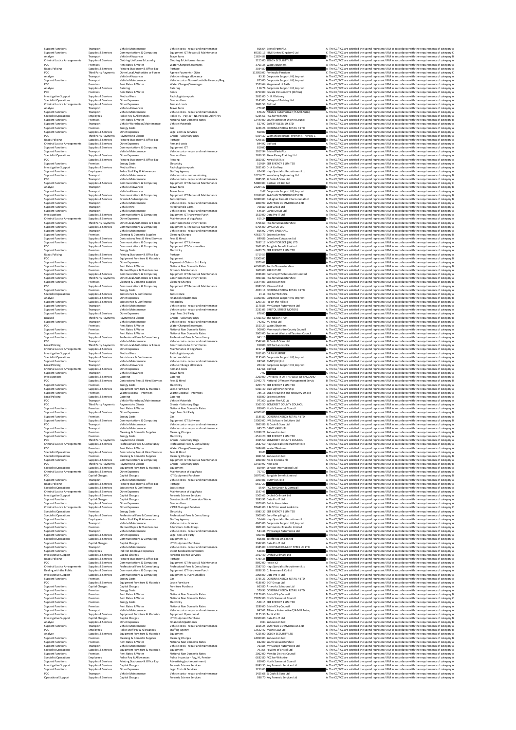| | | | | | | | |
|---|---|---|---|---|---|---|---|
| Support Functions | Transport | Vehicle Maintenance | Vehicle costs - repair and maintenance | 506.64 | Bristol PartsPlus | A | The CC/PCC are satisfied the spend represent VFM in accordance with the requirements of category A |
| Support Functions | Supplies & Services | Communications & Computing | Equipment ICT Repairs & Maintenance | 69331.15 | IBM (United Kingdom) Ltd | C | The CC/PCC are satisfied the spend represent VFM in accordance with the requirements of category C |
| Analyse | Transport | Vehicle Allowances | Travel fares | 21824.88 | | B | The CC/PCC are satisfied the spend represent VFM in accordance with the requirements of category B |
| Criminal Justice Arrangements | Supplies & Services | Clothing Uniforms & Laundry | Clothing & Uniforms - Issues | 1215.00 | SOLON SECURITY LTD | A | The CC/PCC are satisfied the spend represent VFM in accordance with the requirements of category A |
| PCC | Premises | Rent Rates & Water | Water Charges/Sewerages | 3701.35 | Water2Business | A | The CC/PCC are satisfied the spend represent VFM in accordance with the requirements of category A |
| Roads Policing | Supplies & Services | Printing Stationery & Office Exp | Postage | 3034.80 | | A | The CC/PCC are satisfied the spend represent VFM in accordance with the requirements of category A |
| PCC | Third Party Payments | Other Local Authorities or Forces | Agency Payments - OLAs | 113050.00 | Peninsula Pensions | C | The CC/PCC are satisfied the spend represent VFM in accordance with the requirements of category C |
| Analyse | Transport | Vehicle Allowances | Vehicle mileage allowance | 93.33 | Corporate Support HQ Imprest | A | The CC/PCC are satisfied the spend represent VFM in accordance with the requirements of category A |
| Support Functions | Transport | Vehicle Maintenance | Vehicle costs - Non-refundable Licences/Reg | 825.00 | Corporate Support HQ Imprest | A | The CC/PCC are satisfied the spend represent VFM in accordance with the requirements of category A |
| PCC | Premises | Rent Rates & Water | Water Charges/Sewerages | 2523.64 | Kingsmead of Bath | A | The CC/PCC are satisfied the spend represent VFM in accordance with the requirements of category A |
| Analyse | Supplies & Services | Catering | Catering | 116.78 | Corporate Support HQ Imprest | A | The CC/PCC are satisfied the spend represent VFM in accordance with the requirements of category A |
| PCC | Premises | Rent Rates & Water | Rents | 8750.00 | Private Pension DTB (Clifton) | A | The CC/PCC are satisfied the spend represent VFM in accordance with the requirements of category A |
| Investigative Support | Supplies & Services | Medical Fees | Pathologists reports | 2651.00 | Dr R J Delaney | A | The CC/PCC are satisfied the spend represent VFM in accordance with the requirements of category A |
| Specialist Operations | Supplies & Services | Other Expenses | Courses Fees | 1145.00 | College of Policing Ltd | A | The CC/PCC are satisfied the spend represent VFM in accordance with the requirements of category A |
| Criminal Justice Arrangements | Supplies & Services | Other Expenses | Remand costs | 2861.53 | Bidfood | A | The CC/PCC are satisfied the spend represent VFM in accordance with the requirements of category A |
| Analyse | Transport | Vehicle Allowances | Travel fares | -779.85 | | A | The CC/PCC are satisfied the spend represent VFM in accordance with the requirements of category A |
| Support Functions | Transport | Vehicle Maintenance | Vehicle costs - repair and maintenance | 676.27 | Alliance Automotive T/A Mill Autoq | A | The CC/PCC are satisfied the spend represent VFM in accordance with the requirements of category A |
| Specialist Operations | Employees | Police Pay & Allowances | Police PC - Pay, OT, NI, Pension, Adtnl Hrs | 5235.51 | PCC for Wiltshire | A | The CC/PCC are satisfied the spend represent VFM in accordance with the requirements of category A |
| Support Functions | Premises | Rent Rates & Water | National Non Domestic Rates | 12449.00 | South Somerset District Council | B | The CC/PCC are satisfied the spend represent VFM in accordance with the requirements of category B |
| Support Functions | Transport | Vehicle Workshops/Maintenance | Vehicle Materials | 527.97 | SAFETY-KLEEN UK LTD | A | The CC/PCC are satisfied the spend represent VFM in accordance with the requirements of category A |
| Support Functions | Premises | Energy Costs | Gas | 1246.26 | CORONA ENERGY RETAIL 4 LTD | A | The CC/PCC are satisfied the spend represent VFM in accordance with the requirements of category A |
| Support Functions | Supplies & Services | Other Expenses | Legal Costs & Services | 500.00 | | A | The CC/PCC are satisfied the spend represent VFM in accordance with the requirements of category A |
| PCC | Third Party Payments | Payments to Clients | Grants - Voluntary Orgs | 5354.37 | Womankind Bristol Women's Therapy C | A | The CC/PCC are satisfied the spend represent VFM in accordance with the requirements of category A |
| Roads Policing | Supplies & Services | Printing Stationery & Office Exp | Postage | 4296.89 | | A | The CC/PCC are satisfied the spend represent VFM in accordance with the requirements of category A |
| Criminal Justice Arrangements | Supplies & Services | Other Expenses | Remand costs | 844.92 | Bidfood | A | The CC/PCC are satisfied the spend represent VFM in accordance with the requirements of category A |
| Support Functions | Supplies & Services | Communications & Computing | Equipment ICT | 810.00 | | A | The CC/PCC are satisfied the spend represent VFM in accordance with the requirements of category A |
| Support Functions | Transport | Vehicle Maintenance | Vehicle costs - repair and maintenance | 1017.94 | Bristol PartsPlus | A | The CC/PCC are satisfied the spend represent VFM in accordance with the requirements of category A |
| Specialist Operations | Supplies & Services | Other Expenses | Courses Fees | 1656.33 | Steve Pavey Training Ltd | A | The CC/PCC are satisfied the spend represent VFM in accordance with the requirements of category A |
| PCC | Supplies & Services | Printing Stationery & Office Exp | Printing | 1820.87 | Xerox (UK) Ltd | A | The CC/PCC are satisfied the spend represent VFM in accordance with the requirements of category A |
| Support Functions | Premises | Energy Costs | Electricity | 519.84 | EDF ENERGY 1 LIMITED | A | The CC/PCC are satisfied the spend represent VFM in accordance with the requirements of category A |
| Investigative Support | Supplies & Services | Medical Fees | Pathologists reports | 2651.00 | Dr A J Jeffery | A | The CC/PCC are satisfied the spend represent VFM in accordance with the requirements of category A |
| Support Functions | Employees | Police Staff Pay & Allowances | Staffing Agency | 624.92 | Hays Specialist Recruitment Ltd | A | The CC/PCC are satisfied the spend represent VFM in accordance with the requirements of category A |
| Support Functions | Transport | Vehicle Maintenance | Vehicle costs - commissioning | 10714.75 | Woodway Engineering Ltd | B | The CC/PCC are satisfied the spend represent VFM in accordance with the requirements of category B |
| PCC | Transport | Vehicle Maintenance | Vehicle costs - repair and maintenance | 3885.95 | SJ Cook & Sons Ltd | A | The CC/PCC are satisfied the spend represent VFM in accordance with the requirements of category A |
| Support Functions | Supplies & Services | Communications & Computing | Equipment ICT Repairs & Maintenance | 52800.00 | Gartner UK Limited | C | The CC/PCC are satisfied the spend represent VFM in accordance with the requirements of category C |
| Analyse | Transport | Vehicle Allowances | Travel fares | 24204.32 | | B | The CC/PCC are satisfied the spend represent VFM in accordance with the requirements of category B |
| Support Functions | Transport | Vehicle Allowances | Travel fares | 2.67 | Corporate Support HQ Imprest | A | The CC/PCC are satisfied the spend represent VFM in accordance with the requirements of category A |
| Support Functions | Supplies & Services | Communications & Computing | Equipment ICT Repairs & Maintenance | 26639.00 | SAADIAN TECHNOLOGIES LTD | B | The CC/PCC are satisfied the spend represent VFM in accordance with the requirements of category B |
| Support Functions | Supplies & Services | Grants & Subscriptions | Subscriptions | 30000.00 | Gallagher Bassett International Ltd | B | The CC/PCC are satisfied the spend represent VFM in accordance with the requirements of category B |
| Support Functions | Transport | Vehicle Maintenance | Vehicle costs - repair and maintenance | 1000.98 | SAMPSON COMMERCIALS LTD | A | The CC/PCC are satisfied the spend represent VFM in accordance with the requirements of category A |
| Support Functions | Transport | Vehicle Hire | Hired Vehicle Costs | 758.80 | Scot Group Ltd | A | The CC/PCC are satisfied the spend represent VFM in accordance with the requirements of category A |
| Support Functions | Transport | Vehicle Maintenance | Vehicle costs - repair and maintenance | 545.84 | Carco Group Ltd | A | The CC/PCC are satisfied the spend represent VFM in accordance with the requirements of category A |
| Investigations | Supplies & Services | Communications & Computing | Equipment ICT Hardware Purch | 1520.00 | Data Pro IT Ltd | A | The CC/PCC are satisfied the spend represent VFM in accordance with the requirements of category A |
| Criminal Justice Arrangements | Supplies & Services | Other Expenses | Maintenance of dogs/cats | 615.24 | | A | The CC/PCC are satisfied the spend represent VFM in accordance with the requirements of category A |
| Support Functions | Third Party Payments | Other Local Authorities or Forces | Contributions to Other Forces | 4706.63 | PCC for Gloucestershire | A | The CC/PCC are satisfied the spend represent VFM in accordance with the requirements of category A |
| Support Functions | Supplies & Services | Communications & Computing | Equipment ICT Repairs & Maintenance | 6705.00 | CIVICA UK LTD | A | The CC/PCC are satisfied the spend represent VFM in accordance with the requirements of category A |
| Support Functions | Transport | Vehicle Maintenance | Vehicle costs - repair and maintenance | 665.92 | DRIVE VAUXHALL | A | The CC/PCC are satisfied the spend represent VFM in accordance with the requirements of category A |
| Support Functions | Premises | Cleaning & Domestic Supplies | Cleaning Charges | 42623.79 | Sodexo Limited | B | The CC/PCC are satisfied the spend represent VFM in accordance with the requirements of category B |
| Support Functions | Supplies & Services | Contractors/ Fees & Hired Services | Fees & Hired | 699.86 | Crossbow Education Ltd | A | The CC/PCC are satisfied the spend represent VFM in accordance with the requirements of category A |
| Support Functions | Supplies & Services | Communications & Computing | Equipment ICT Software | 7637.17 | INSIGHT DIRECT (UK) LTD | A | The CC/PCC are satisfied the spend represent VFM in accordance with the requirements of category A |
| PCC | Supplies & Services | Communications & Computing | Equipment ICT Consumables | 2661.00 | Tangible Benefit Limited | A | The CC/PCC are satisfied the spend represent VFM in accordance with the requirements of category A |
| Support Functions | Premises | Energy Costs | Electricity | -1421.74 | EDF ENERGY 1 LIMITED | A | The CC/PCC are satisfied the spend represent VFM in accordance with the requirements of category A |
| Roads Policing | Supplies & Services | Printing Stationery & Office Exp | Postage | 5719.59 | | A | The CC/PCC are satisfied the spend represent VFM in accordance with the requirements of category A |
| PCC | Supplies & Services | Equipment Furniture & Materials | Equipment | 19300.00 | | B | The CC/PCC are satisfied the spend represent VFM in accordance with the requirements of category B |
| Support Functions | Supplies & Services | Other Expenses | Payment of Claims - 3rd Party | 3970.62 | | A | The CC/PCC are satisfied the spend represent VFM in accordance with the requirements of category A |
| Support Functions | Premises | Rent Rates & Water | National Non Domestic Rates | 46368.00 | South Gloucestershire | B | The CC/PCC are satisfied the spend represent VFM in accordance with the requirements of category B |
| Support Functions | Premises | Planned Repair & Maintenance | Grounds Maintenance | 1400.00 | SJH BUTLER | A | The CC/PCC are satisfied the spend represent VFM in accordance with the requirements of category A |
| Support Functions | Supplies & Services | Communications & Computing | Equipment ICT Repairs & Maintenance | 3936.00 | Pomeroy IT Solutions UK Limited | A | The CC/PCC are satisfied the spend represent VFM in accordance with the requirements of category A |
| Support Functions | Third Party Payments | Other Local Authorities or Forces | Contributions to Other Forces | 4893.81 | PCC for Gloucestershire | A | The CC/PCC are satisfied the spend represent VFM in accordance with the requirements of category A |
| Support Functions | Premises | Cleaning & Domestic Supplies | Cleaning Charges | 15674.03 | Sodexo Limited | B | The CC/PCC are satisfied the spend represent VFM in accordance with the requirements of category B |
| PCC | Supplies & Services | Communications & Computing | Equipment ICT Repairs & Maintenance | 8083.50 | Microsoft Ltd | A | The CC/PCC are satisfied the spend represent VFM in accordance with the requirements of category A |
| Support Functions | Premises | Energy Costs | Gas | 4023.11 | CORONA ENERGY RETAIL 4 LTD | A | The CC/PCC are satisfied the spend represent VFM in accordance with the requirements of category A |
| Specialist Operations | Supplies & Services | Subsistence & Conference | Subsistence | 14.11 | PCC for Wiltshire | A | The CC/PCC are satisfied the spend represent VFM in accordance with the requirements of category A |
| Analyse | Supplies & Services | Other Expenses | Financial Adjustments | 10000.00 | Corporate Support HQ Imprest | B | The CC/PCC are satisfied the spend represent VFM in accordance with the requirements of category B |
| Support Functions | Supplies & Services | Subsistence & Conference | Hospitality | 1293.33 | Pig on the Hill Ltd | A | The CC/PCC are satisfied the spend represent VFM in accordance with the requirements of category A |
| Support Functions | Transport | Vehicle Maintenance | Vehicle costs - repair and maintenance | 1178.85 | My Garage Automotive Ltd | A | The CC/PCC are satisfied the spend represent VFM in accordance with the requirements of category A |
| Support Functions | Transport | Vehicle Maintenance | Vehicle costs - repair and maintenance | 2231.05 | BRISTOL STREET MOTORS | A | The CC/PCC are satisfied the spend represent VFM in accordance with the requirements of category A |
| Support Functions | Supplies & Services | Other Expenses | Legal Fees 3rd Party | 678.00 | | A | The CC/PCC are satisfied the spend represent VFM in accordance with the requirements of category A |
| Disused | Third Party Payments | Payments to Clients | Grants - Voluntary Orgs | 17361.50 | The Nelson Trust | B | The CC/PCC are satisfied the spend represent VFM in accordance with the requirements of category B |
| Support Functions | Transport | Vehicle Maintenance | Vehicle costs - repair and maintenance | 742.62 | MJ Fews Ltd | A | The CC/PCC are satisfied the spend represent VFM in accordance with the requirements of category A |
| PCC | Premises | Rent Rates & Water | Water Charges/Sewerages | 1521.29 | Water2Business | A | The CC/PCC are satisfied the spend represent VFM in accordance with the requirements of category A |
| Support Functions | Premises | Rent Rates & Water | National Non Domestic Rates | 500.00 | Monmouthshire County Council | A | The CC/PCC are satisfied the spend represent VFM in accordance with the requirements of category A |
| Support Functions | Premises | Rent Rates & Water | National Non Domestic Rates | 2003.00 | Somerset West and Taunton Council | A | The CC/PCC are satisfied the spend represent VFM in accordance with the requirements of category A |
| Support Functions | Supplies & Services | Professional Fees & Consultancy | Professional Fees & Consultancy | 943.10 | | A | The CC/PCC are satisfied the spend represent VFM in accordance with the requirements of category A |
| PCC | Transport | Vehicle Maintenance | Vehicle costs - repair and maintenance | 3542.69 | SJ Cook & Sons Ltd | A | The CC/PCC are satisfied the spend represent VFM in accordance with the requirements of category A |
| Local Policing | Third Party Payments | Other Local Authorities or Forces | Contributions to Other Forces | 9100.00 | PCC for Lancashire | A | The CC/PCC are satisfied the spend represent VFM in accordance with the requirements of category A |
| Criminal Justice Arrangements | Supplies & Services | Other Expenses | Maintenance of dogs/cats | 1197.45 | | A | The CC/PCC are satisfied the spend represent VFM in accordance with the requirements of category A |
| Investigative Support | Supplies & Services | Medical Fees | Pathologists reports | 2651.00 | DR BN PURDUE | A | The CC/PCC are satisfied the spend represent VFM in accordance with the requirements of category A |
| Specialist Operations | Supplies & Services | Subsistence & Conference | Accommodation | 1195.60 | Corporate Support HQ Imprest | A | The CC/PCC are satisfied the spend represent VFM in accordance with the requirements of category A |
| Support Functions | Transport | Vehicle Maintenance | Vehicle costs - repair and maintenance | 697.61 | BMW (UK) Ltd | A | The CC/PCC are satisfied the spend represent VFM in accordance with the requirements of category A |
| Local Policing | Transport | Vehicle Allowances | Vehicle mileage allowance | 204.37 | Corporate Support HQ Imprest | A | The CC/PCC are satisfied the spend represent VFM in accordance with the requirements of category A |
| Criminal Justice Arrangements | Supplies & Services | Other Expenses | Remand costs | 637.66 | Bidfood | A | The CC/PCC are satisfied the spend represent VFM in accordance with the requirements of category A |
| Support Functions | Transport | Vehicle Allowances | Travel fares | 7.92 | | A | The CC/PCC are satisfied the spend represent VFM in accordance with the requirements of category A |
| Investigations | Supplies & Services | Catering | Catering | 2260.00 | UNIVERSITY OF THE WEST OF ENGLAND | A | The CC/PCC are satisfied the spend represent VFM in accordance with the requirements of category A |
| PCC | Supplies & Services | Contractors/ Fees & Hired Services | Fees & Hired | 10492.76 | National Offender Management Servic | B | The CC/PCC are satisfied the spend represent VFM in accordance with the requirements of category B |
| Support Functions | Premises | Energy Costs | Electricity | 3204.70 | EDF ENERGY 1 LIMITED | A | The CC/PCC are satisfied the spend represent VFM in accordance with the requirements of category A |
| Support Functions | Supplies & Services | Equipment Furniture & Materials | Loose Furniture | 5361.40 | Blue Light Partnership | A | The CC/PCC are satisfied the spend represent VFM in accordance with the requirements of category A |
| Support Functions | Premises | Waste Disposal – Premises | Waste Disposal – Premises | 785.13 | SUEZ Recycling and Recovery UK Ltd | A | The CC/PCC are satisfied the spend represent VFM in accordance with the requirements of category A |
| Local Policing | Supplies & Services | Catering | Catering | 658.00 | Sodexo Limited | A | The CC/PCC are satisfied the spend represent VFM in accordance with the requirements of category A |
| PCC | Transport | Vehicle Workshops/Maintenance | Vehicle Materials | 971.40 | Walker Fire UK Ltd | A | The CC/PCC are satisfied the spend represent VFM in accordance with the requirements of category A |
| PCC | Third Party Payments | Payments to Clients | Grants - Voluntary Orgs | 3365.50 | SOMERSET COUNTY COUNCIL | A | The CC/PCC are satisfied the spend represent VFM in accordance with the requirements of category A |
| Support Functions | Premises | Rent Rates & Water | National Non Domestic Rates | 859.00 | North Somerset Council | A | The CC/PCC are satisfied the spend represent VFM in accordance with the requirements of category A |
| Support Functions | Supplies & Services | Other Expenses | Legal Fees 3rd Party | 40000.00 | | B | The CC/PCC are satisfied the spend represent VFM in accordance with the requirements of category B |
| Support Functions | Premises | Energy Costs | Gas | 1185.87 | CORONA ENERGY RETAIL 4 LTD | A | The CC/PCC are satisfied the spend represent VFM in accordance with the requirements of category A |
| Support Functions | Supplies & Services | Communications & Computing | Equipment ICT Software | 19500.00 | JML Software Solutions Ltd | B | The CC/PCC are satisfied the spend represent VFM in accordance with the requirements of category B |
| PCC | Transport | Vehicle Maintenance | Vehicle costs - repair and maintenance | 1863.86 | SJ Cook & Sons Ltd | A | The CC/PCC are satisfied the spend represent VFM in accordance with the requirements of category A |
| Support Functions | Transport | Vehicle Maintenance | Vehicle costs - repair and maintenance | 635.70 | DRIVE VAUXHALL | A | The CC/PCC are satisfied the spend represent VFM in accordance with the requirements of category A |
| Support Functions | Premises | Cleaning & Domestic Supplies | Cleaning Charges | 16039.21 | Sodexo Limited | B | The CC/PCC are satisfied the spend represent VFM in accordance with the requirements of category B |
| Support Functions | Premises | Energy Costs | Electricity | -1514.20 | EDF ENERGY 1 LIMITED | A | The CC/PCC are satisfied the spend represent VFM in accordance with the requirements of category A |
| PCC | Third Party Payments | Payments to Clients | Grants - Voluntary Orgs | 3365.50 | SOMERSET COUNTY COUNCIL | A | The CC/PCC are satisfied the spend represent VFM in accordance with the requirements of category A |
| Criminal Justice Arrangements | Supplies & Services | Professional Fees & Consultancy | Professional Fees & Consultancy | 2587.50 | Hays Specialist Recruitment Ltd | A | The CC/PCC are satisfied the spend represent VFM in accordance with the requirements of category A |
| PCC | Premises | Rent Rates & Water | Water Charges/Sewerages | 5484.09 | Water2Business | A | The CC/PCC are satisfied the spend represent VFM in accordance with the requirements of category A |
| Specialist Operations | Supplies & Services | Contractors/ Fees & Hired Services | Fees & Hired | 30.00 | | A | The CC/PCC are satisfied the spend represent VFM in accordance with the requirements of category A |
| Specialist Operations | Premises | Cleaning & Domestic Supplies | Cleaning Charges | 1061.51 | Sodexo Limited | A | The CC/PCC are satisfied the spend represent VFM in accordance with the requirements of category A |
| Support Functions | Supplies & Services | Communications & Computing | Equipment ICT Repairs & Maintenance | 1000.00 | Axios Systems Plc | A | The CC/PCC are satisfied the spend represent VFM in accordance with the requirements of category A |
| PCC | Third Party Payments | Payments to Clients | Grants - Voluntary Orgs | 32429.92 | Next Link | B | The CC/PCC are satisfied the spend represent VFM in accordance with the requirements of category B |
| Specialist Operations | Supplies & Services | Equipment Furniture & Materials | Equipment | 859.04 | Senator International Ltd | A | The CC/PCC are satisfied the spend represent VFM in accordance with the requirements of category A |
| Criminal Justice Arrangements | Supplies & Services | Other Expenses | Maintenance of dogs/cats | 757.50 | | A | The CC/PCC are satisfied the spend represent VFM in accordance with the requirements of category A |
| PCC | Capital Charges | Capital Charges | ICT Equipment Purchase | 38970.00 | Tangible Benefit Limited | B | The CC/PCC are satisfied the spend represent VFM in accordance with the requirements of category B |
| Support Functions | Transport | Vehicle Maintenance | Vehicle costs - repair and maintenance | 2059.01 | BMW (UK) Ltd | A | The CC/PCC are satisfied the spend represent VFM in accordance with the requirements of category A |
| Roads Policing | Supplies & Services | Printing Stationery & Office Exp | Postage | 6557.20 | | A | The CC/PCC are satisfied the spend represent VFM in accordance with the requirements of category A |
| Specialist Operations | Supplies & Services | Subsistence & Conference | Subsistence | 55.04 | PCC for Devon & Cornwall | A | The CC/PCC are satisfied the spend represent VFM in accordance with the requirements of category A |
| Criminal Justice Arrangements | Supplies & Services | Other Expenses | Maintenance of dogs/cats | 1197.45 | | A | The CC/PCC are satisfied the spend represent VFM in accordance with the requirements of category A |
| Investigative Support | Supplies & Services | Capital Charges | Forensic Science Services | 5505.65 | Orchid Cellmark Ltd | A | The CC/PCC are satisfied the spend represent VFM in accordance with the requirements of category A |
| Support Functions | Capital Charges | Capital Charges | Construction & Conversion Works | 2093.91 | Data Pro IT Ltd | A | The CC/PCC are satisfied the spend represent VFM in accordance with the requirements of category A |
| Support Functions | Supplies & Services | Other Expenses | Courses Fees | 1200.00 | Bellen Associates | A | The CC/PCC are satisfied the spend represent VFM in accordance with the requirements of category A |
| Criminal Justice Arrangements | Supplies & Services | Other Expenses | VIPER Managed Services | 97441.00 | P & CC for West Yorkshire | C | The CC/PCC are satisfied the spend represent VFM in accordance with the requirements of category C |
| Specialist Operations | Premises | Energy Costs | Electricity | -3983.37 | EDF ENERGY 1 LIMITED | A | The CC/PCC are satisfied the spend represent VFM in accordance with the requirements of category A |
| Specialist Operations | Supplies & Services | Professional Fees & Consultancy | Professional Fees & Consultancy | 2000.00 | Euro Recycling Ltd | A | The CC/PCC are satisfied the spend represent VFM in accordance with the requirements of category A |
| Support Functions | Employees | Police Staff Pay & Allowances | Staffing Agency | 514.64 | Hays Specialist Recruitment Ltd | A | The CC/PCC are satisfied the spend represent VFM in accordance with the requirements of category A |
| Support Functions | Transport | Vehicle Maintenance | Vehicle costs - licences | 4865.00 | Corporate Support HQ Imprest | A | The CC/PCC are satisfied the spend represent VFM in accordance with the requirements of category A |
| Support Functions | Premises | Planned Repair & Maintenance | Alterations to Buildings | 1801.00 | Commercial Transfer Limited | A | The CC/PCC are satisfied the spend represent VFM in accordance with the requirements of category A |
| Support Functions | Transport | Vehicle Maintenance | Vehicle costs - repair and maintenance | 531.36 | My Garage Automotive Ltd | A | The CC/PCC are satisfied the spend represent VFM in accordance with the requirements of category A |
| Support Functions | Supplies & Services | Other Expenses | Legal Fees 3rd Party | 7000.00 | | A | The CC/PCC are satisfied the spend represent VFM in accordance with the requirements of category A |
| Specialist Operations | Supplies & Services | Communications & Computing | Equipment ICT | 606.06 | Telefonica UK Limited | A | The CC/PCC are satisfied the spend represent VFM in accordance with the requirements of category A |
| Support Functions | Capital Charges | Capital Charges | ICT Equipment Purchase | 2342.00 | Data Pro IT Ltd | A | The CC/PCC are satisfied the spend represent VFM in accordance with the requirements of category A |
| Support Functions | Transport | Vehicle Maintenance | Vehicle costs - repair and maintenance | 2385.00 | GOODYEAR DUNLOP TYRES UK LTD | A | The CC/PCC are satisfied the spend represent VFM in accordance with the requirements of category A |
| Support Functions | Employees | Indirect Employee Expenses | Direct Medical Intervention | 534.00 | | A | The CC/PCC are satisfied the spend represent VFM in accordance with the requirements of category A |
| Investigative Support | Supplies & Services | Capital Charges | Forensic Science Services | 2917.40 | Orchid Cellmark Ltd | A | The CC/PCC are satisfied the spend represent VFM in accordance with the requirements of category A |
| Roads Policing | Supplies & Services | Printing Stationery & Office Exp | Postage | 4789.35 | | A | The CC/PCC are satisfied the spend represent VFM in accordance with the requirements of category A |
| PCC | Supplies & Services | Communications & Computing | Equipment ICT Repairs & Maintenance | 8892.00 | Police ICT | A | The CC/PCC are satisfied the spend represent VFM in accordance with the requirements of category A |
| Criminal Justice Arrangements | Supplies & Services | Professional Fees & Consultancy | Professional Fees & Consultancy | 2587.50 | Hays Specialist Recruitment Ltd | A | The CC/PCC are satisfied the spend represent VFM in accordance with the requirements of category A |
| Dealing with the Public | Supplies & Services | Communications & Computing | Equipment ICT Hardware Purch | 8838.16 | CJ Freeman & Co Ltd | A | The CC/PCC are satisfied the spend represent VFM in accordance with the requirements of category A |
| Investigative Support | Supplies & Services | Communications & Computing | Equipment ICT Consumables | 2008.00 | Data Pro IT Ltd | A | The CC/PCC are satisfied the spend represent VFM in accordance with the requirements of category A |
| Support Functions | Premises | Energy Costs | Gas | 3735.21 | CORONA ENERGY RETAIL 4 LTD | A | The CC/PCC are satisfied the spend represent VFM in accordance with the requirements of category A |
| PCC | Supplies & Services | Equipment Furniture & Materials | Loose Furniture | 4186.00 | BOF Group Ltd | A | The CC/PCC are satisfied the spend represent VFM in accordance with the requirements of category A |
| Support Functions | Capital Charges | Capital Charges | Furniture Purchase | 663.80 | Artworks Solutions Ltd | A | The CC/PCC are satisfied the spend represent VFM in accordance with the requirements of category A |
| Support Functions | Premises | Energy Costs | Gas | 579.93 | CORONA ENERGY RETAIL 4 LTD | A | The CC/PCC are satisfied the spend represent VFM in accordance with the requirements of category A |
| Support Functions | Premises | Rent Rates & Water | National Non Domestic Rates | 22176.00 | Bristol City Council | B | The CC/PCC are satisfied the spend represent VFM in accordance with the requirements of category B |
| Support Functions | Premises | Rent Rates & Water | National Non Domestic Rates | 72072.00 | North Somerset Council | C | The CC/PCC are satisfied the spend represent VFM in accordance with the requirements of category C |
| Support Functions | Premises | Energy Costs | Electricity | -528.15 | EDF ENERGY 1 LIMITED | A | The CC/PCC are satisfied the spend represent VFM in accordance with the requirements of category A |
| Support Functions | Premises | Rent Rates & Water | National Non Domestic Rates | 1289.00 | Bristol City Council | A | The CC/PCC are satisfied the spend represent VFM in accordance with the requirements of category A |
| Support Functions | Transport | Vehicle Maintenance | Vehicle costs - repair and maintenance | 847.61 | Alliance Automotive T/A Mill Autoq | A | The CC/PCC are satisfied the spend represent VFM in accordance with the requirements of category A |
| Support Functions | Supplies & Services | Equipment Furniture & Materials | Equipment Operational | 1125.30 | Tactical Kit | A | The CC/PCC are satisfied the spend represent VFM in accordance with the requirements of category A |
| Investigative Support | Capital Charges | Capital Charges | ICT Equipment Purchase | 39300.00 | Data Pro IT Ltd | B | The CC/PCC are satisfied the spend represent VFM in accordance with the requirements of category B |
| Analyse | Supplies & Services | Other Expenses | Financial Adjustments | 0.01 | Sodexo Limited | B | The CC/PCC are satisfied the spend represent VFM in accordance with the requirements of category B |
| Support Functions | Transport | Vehicle Maintenance | Vehicle costs - repair and maintenance | 1106.25 | SAMPSON COMMERCIALS LTD | A | The CC/PCC are satisfied the spend represent VFM in accordance with the requirements of category A |
| PCC | Employees | Police Staff Pay & Allowances | Staffing Agency | 12532.42 | Matrix SCM Ltd | B | The CC/PCC are satisfied the spend represent VFM in accordance with the requirements of category B |
| Analyse | Supplies & Services | Equipment Furniture & Materials | Equipment | 4225.00 | SOLON SECURITY LTD | A | The CC/PCC are satisfied the spend represent VFM in accordance with the requirements of category A |
| Support Functions | Premises | Cleaning & Domestic Supplies | Cleaning Charges | 44059.04 | Sodexo Limited | B | The CC/PCC are satisfied the spend represent VFM in accordance with the requirements of category B |
| Support Functions | Premises | Rent Rates & Water | National Non Domestic Rates | 822.00 | South Gloucestershire | A | The CC/PCC are satisfied the spend represent VFM in accordance with the requirements of category A |
| Support Functions | Transport | Vehicle Maintenance | Vehicle costs - repair and maintenance | 763.85 | My Garage Automotive Ltd | A | The CC/PCC are satisfied the spend represent VFM in accordance with the requirements of category A |
| Specialist Operations | Supplies & Services | Equipment Furniture & Materials | Equipment | 791.65 | Fowlers of Bristol Ltd | A | The CC/PCC are satisfied the spend represent VFM in accordance with the requirements of category A |
| Support Functions | Premises | Rent Rates & Water | National Non Domestic Rates | 2062.00 | Mendip District Council | A | The CC/PCC are satisfied the spend represent VFM in accordance with the requirements of category A |
| Specialist Operations | Employees | Police Pay & Allowances | Police Inspector - Pay, NI, Pension | 6632.80 | PCC for Wiltshire | A | The CC/PCC are satisfied the spend represent VFM in accordance with the requirements of category A |
| Support Functions | Supplies & Services | Printing Stationery & Office Exp | Advertising (not recruitment) | 650.00 | North Somerset Council | A | The CC/PCC are satisfied the spend represent VFM in accordance with the requirements of category A |
| Investigative Support | Supplies & Services | Capital Charges | Forensic Science Services | 8693.35 | Key Forensic Services Ltd | A | The CC/PCC are satisfied the spend represent VFM in accordance with the requirements of category A |
| Support Functions | Supplies & Services | Other Expenses | Legal Costs & Services | 1250.00 | | A | The CC/PCC are satisfied the spend represent VFM in accordance with the requirements of category A |
| PCC | Transport | Vehicle Maintenance | Vehicle costs - repair and maintenance | 1425.68 | SJ Cook & Sons Ltd | A | The CC/PCC are satisfied the spend represent VFM in accordance with the requirements of category A |
| Operational Support | Supplies & Services | Capital Charges | Forensic Science Services | 938.70 | Key Forensic Services Ltd | A | The CC/PCC are satisfied the spend represent VFM in accordance with the requirements of category A |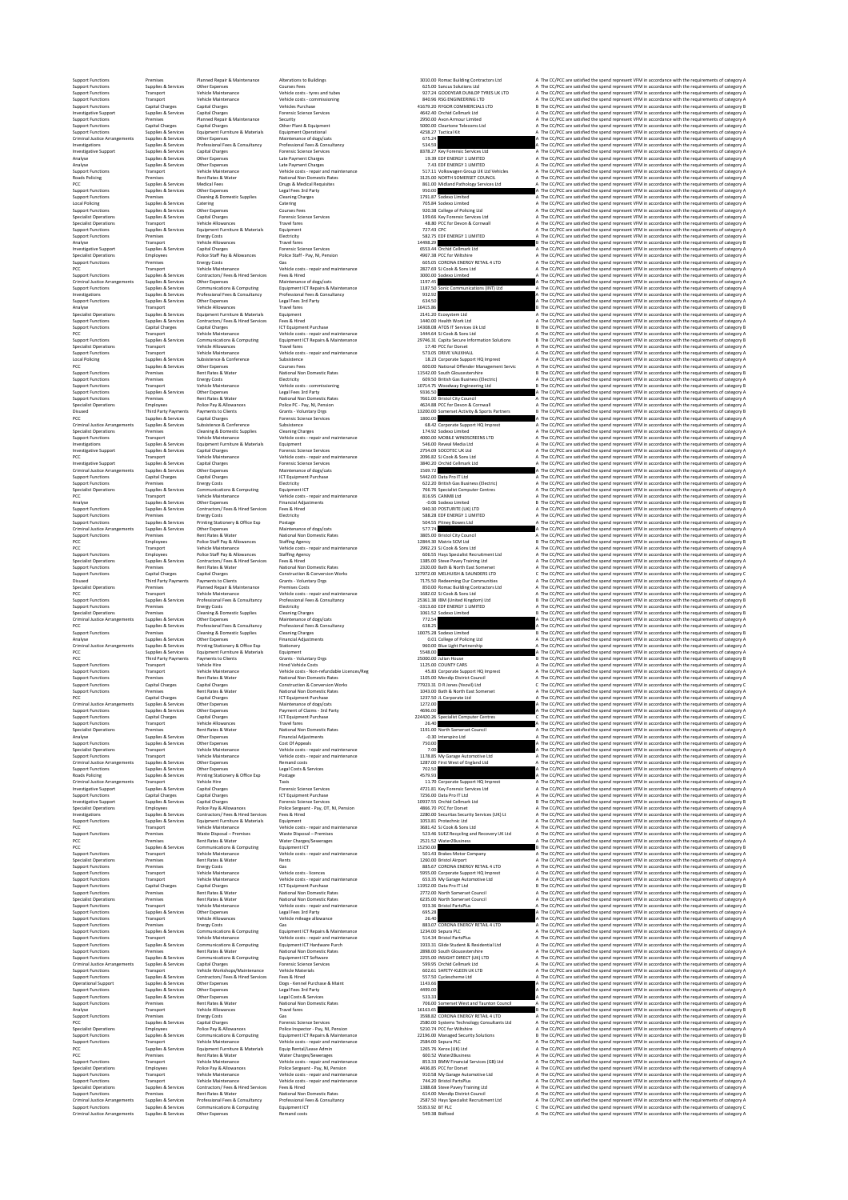| | | | | | | | |
|---|---|---|---|---|---|---|---|
| Support Functions | Premises | Planned Repair & Maintenance | Alterations to Buildings | 3010.00 | Romac Building Contractors Ltd | A | The CC/PCC are satisfied the spend represent VFM in accordance with the requirements of category A |
| Support Functions | Supplies & Services | Other Expenses | Courses Fees | 625.00 | Sancus Solutions Ltd | A | The CC/PCC are satisfied the spend represent VFM in accordance with the requirements of category A |
| Support Functions | Transport | Vehicle Maintenance | Vehicle costs - tyres and tubes | 927.24 | GOODYEAR DUNLOP TYRES UK LTD | A | The CC/PCC are satisfied the spend represent VFM in accordance with the requirements of category A |
| Support Functions | Transport | Vehicle Maintenance | Vehicle costs - commissioning | 840.96 | RSG ENGINEERING LTD | A | The CC/PCC are satisfied the spend represent VFM in accordance with the requirements of category A |
| Support Functions | Capital Charges | Capital Charges | Vehicles Purchase | 41679.20 | RYGOR COMMERCIALS LTD | B | The CC/PCC are satisfied the spend represent VFM in accordance with the requirements of category B |
| Investigative Support | Supplies & Services | Capital Charges | Forensic Science Services | 4642.40 | Orchid Cellmark Ltd | A | The CC/PCC are satisfied the spend represent VFM in accordance with the requirements of category A |
| Support Functions | Premises | Planned Repair & Maintenance | Security | 2950.00 | Avon Armour Limited | A | The CC/PCC are satisfied the spend represent VFM in accordance with the requirements of category A |
| Support Functions | Capital Charges | Capital Charges | Other Plant & Equipment | 5000.00 | Cleartone Telecoms Ltd | A | The CC/PCC are satisfied the spend represent VFM in accordance with the requirements of category A |
| Support Functions | Supplies & Services | Equipment Furniture & Materials | Equipment Operational | 4258.27 | Tactical Kit | A | The CC/PCC are satisfied the spend represent VFM in accordance with the requirements of category A |
| Criminal Justice Arrangements | Supplies & Services | Other Expenses | Maintenance of dogs/cats | 675.24 | | A | The CC/PCC are satisfied the spend represent VFM in accordance with the requirements of category A |
| Investigations | Supplies & Services | Professional Fees & Consultancy | Professional Fees & Consultancy | 534.59 | | A | The CC/PCC are satisfied the spend represent VFM in accordance with the requirements of category A |
| Investigative Support | Supplies & Services | Capital Charges | Forensic Science Services | 8378.27 | Key Forensic Services Ltd | A | The CC/PCC are satisfied the spend represent VFM in accordance with the requirements of category A |
| Analyse | Supplies & Services | Other Expenses | Late Payment Charges | 19.39 | EDF ENERGY 1 LIMITED | A | The CC/PCC are satisfied the spend represent VFM in accordance with the requirements of category A |
| Analyse | Supplies & Services | Other Expenses | Late Payment Charges | 7.43 | EDF ENERGY 1 LIMITED | A | The CC/PCC are satisfied the spend represent VFM in accordance with the requirements of category A |
| Support Functions | Transport | Vehicle Maintenance | Vehicle costs - repair and maintenance | 517.11 | Volkswagen Group UK Ltd Vehicles | A | The CC/PCC are satisfied the spend represent VFM in accordance with the requirements of category A |
| Roads Policing | Premises | Rent Rates & Water | National Non Domestic Rates | 3125.00 | NORTH SOMERSET COUNCIL | A | The CC/PCC are satisfied the spend represent VFM in accordance with the requirements of category A |
| PCC | Supplies & Services | Medical Fees | Drugs & Medical Requisites | 861.00 | Midland Pathology Services Ltd | A | The CC/PCC are satisfied the spend represent VFM in accordance with the requirements of category A |
| Support Functions | Supplies & Services | Other Expenses | Legal Fees 3rd Party | 950.00 | | A | The CC/PCC are satisfied the spend represent VFM in accordance with the requirements of category A |
| Support Functions | Premises | Cleaning & Domestic Supplies | Cleaning Charges | 1791.87 | Sodexo Limited | A | The CC/PCC are satisfied the spend represent VFM in accordance with the requirements of category A |
| Local Policing | Supplies & Services | Catering | Catering | 705.84 | Sodexo Limited | A | The CC/PCC are satisfied the spend represent VFM in accordance with the requirements of category A |
| Support Functions | Supplies & Services | Other Expenses | Courses Fees | 920.38 | College of Policing Ltd | A | The CC/PCC are satisfied the spend represent VFM in accordance with the requirements of category A |
| Specialist Operations | Supplies & Services | Capital Charges | Forensic Science Services | 199.66 | Key Forensic Services Ltd | A | The CC/PCC are satisfied the spend represent VFM in accordance with the requirements of category A |
| Specialist Operations | Transport | Vehicle Allowances | Travel fares | 48.80 | PCC for Devon & Cornwall | A | The CC/PCC are satisfied the spend represent VFM in accordance with the requirements of category A |
| Support Functions | Supplies & Services | Equipment Furniture & Materials | Equipment | 727.43 | CPC | A | The CC/PCC are satisfied the spend represent VFM in accordance with the requirements of category A |
| Support Functions | Premises | Energy Costs | Electricity | 582.75 | EDF ENERGY 1 LIMITED | A | The CC/PCC are satisfied the spend represent VFM in accordance with the requirements of category A |
| Analyse | Transport | Vehicle Allowances | Travel fares | 14468.29 | | B | The CC/PCC are satisfied the spend represent VFM in accordance with the requirements of category B |
| Investigative Support | Supplies & Services | Capital Charges | Forensic Science Services | 6553.44 | Orchid Cellmark Ltd | A | The CC/PCC are satisfied the spend represent VFM in accordance with the requirements of category A |
| Specialist Operations | Employees | Police Staff Pay & Allowances | Police Staff - Pay, NI, Pension | 4967.38 | PCC for Wiltshire | A | The CC/PCC are satisfied the spend represent VFM in accordance with the requirements of category A |
| Support Functions | Premises | Energy Costs | Gas | 605.05 | CORONA ENERGY RETAIL 4 LTD | A | The CC/PCC are satisfied the spend represent VFM in accordance with the requirements of category A |
| PCC | Transport | Vehicle Maintenance | Vehicle costs - repair and maintenance | 2827.69 | SJ Cook & Sons Ltd | A | The CC/PCC are satisfied the spend represent VFM in accordance with the requirements of category A |
| Support Functions | Supplies & Services | Contractors/ Fees & Hired Services | Fees & Hired | 3000.00 | Sodexo Limited | A | The CC/PCC are satisfied the spend represent VFM in accordance with the requirements of category A |
| Criminal Justice Arrangements | Supplies & Services | Other Expenses | Maintenance of dogs/cats | 1197.45 | | A | The CC/PCC are satisfied the spend represent VFM in accordance with the requirements of category A |
| Support Functions | Supplies & Services | Communications & Computing | Equipment ICT Repairs & Maintenance | 1187.50 | Sonic Communications (INT) Ltd | A | The CC/PCC are satisfied the spend represent VFM in accordance with the requirements of category A |
| Investigations | Supplies & Services | Professional Fees & Consultancy | Professional Fees & Consultancy | 932.92 | | A | The CC/PCC are satisfied the spend represent VFM in accordance with the requirements of category A |
| Support Functions | Supplies & Services | Other Expenses | Legal Fees 3rd Party | 634.50 | | A | The CC/PCC are satisfied the spend represent VFM in accordance with the requirements of category A |
| Analyse | Transport | Vehicle Allowances | Travel fares | 16415.86 | | B | The CC/PCC are satisfied the spend represent VFM in accordance with the requirements of category B |
| Specialist Operations | Supplies & Services | Equipment Furniture & Materials | Equipment | 2141.20 | Ecosystem Ltd | A | The CC/PCC are satisfied the spend represent VFM in accordance with the requirements of category A |
| Support Functions | Supplies & Services | Contractors/ Fees & Hired Services | Fees & Hired | 1440.00 | Health Work Ltd | A | The CC/PCC are satisfied the spend represent VFM in accordance with the requirements of category A |
| Support Functions | Capital Charges | Capital Charges | ICT Equipment Purchase | 14308.08 | ATOS IT Services Uk Ltd | B | The CC/PCC are satisfied the spend represent VFM in accordance with the requirements of category B |
| PCC | Transport | Vehicle Maintenance | Vehicle costs - repair and maintenance | 1444.50 | SJ Cook & Sons Ltd | A | The CC/PCC are satisfied the spend represent VFM in accordance with the requirements of category A |
| Support Functions | Supplies & Services | Communications & Computing | Equipment ICT Repairs & Maintenance | 29746.31 | Capita Secure Information Solutions | B | The CC/PCC are satisfied the spend represent VFM in accordance with the requirements of category B |
| Specialist Operations | Transport | Vehicle Allowances | Travel fares | 17.40 | PCC for Dorset | A | The CC/PCC are satisfied the spend represent VFM in accordance with the requirements of category A |
| Support Functions | Transport | Vehicle Maintenance | Vehicle costs - repair and maintenance | 573.05 | DRIVE VAUXHALL | A | The CC/PCC are satisfied the spend represent VFM in accordance with the requirements of category A |
| Local Policing | Supplies & Services | Subsistence & Conference | Subsistence | 18.23 | Corporate Support HQ Imprest | A | The CC/PCC are satisfied the spend represent VFM in accordance with the requirements of category A |
| PCC | Supplies & Services | Other Expenses | Courses Fees | 600.00 | National Offender Management Servic | A | The CC/PCC are satisfied the spend represent VFM in accordance with the requirements of category A |
| Support Functions | Premises | Rent Rates & Water | National Non Domestic Rates | 11542.00 | South Gloucestershire | B | The CC/PCC are satisfied the spend represent VFM in accordance with the requirements of category B |
| Support Functions | Premises | Energy Costs | Electricity | 609.50 | British Gas Business (Electric) | A | The CC/PCC are satisfied the spend represent VFM in accordance with the requirements of category A |
| Support Functions | Transport | Vehicle Maintenance | Vehicle costs - commissioning | 10714.75 | Woodway Engineering Ltd | B | The CC/PCC are satisfied the spend represent VFM in accordance with the requirements of category B |
| Support Functions | Supplies & Services | Other Expenses | Legal Fees 3rd Party | 9336.50 | | A | The CC/PCC are satisfied the spend represent VFM in accordance with the requirements of category A |
| Support Functions | Premises | Rent Rates & Water | National Non Domestic Rates | 7661.00 | Bristol City Council | A | The CC/PCC are satisfied the spend represent VFM in accordance with the requirements of category A |
| Specialist Operations | Employees | Police Pay & Allowances | Police PC - Pay, NI, Pension | 4624.88 | PCC for Devon & Cornwall | A | The CC/PCC are satisfied the spend represent VFM in accordance with the requirements of category A |
| Disused | Third Party Payments | Payments to Clients | Grants - Voluntary Orgs | 13200.00 | Somerset Activity & Sports Partners | B | The CC/PCC are satisfied the spend represent VFM in accordance with the requirements of category B |
| PCC | Supplies & Services | Capital Charges | Forensic Science Services | 1800.00 | | A | The CC/PCC are satisfied the spend represent VFM in accordance with the requirements of category A |
| Criminal Justice Arrangements | Supplies & Services | Subsistence & Conference | Subsistence | 68.42 | Corporate Support HQ Imprest | A | The CC/PCC are satisfied the spend represent VFM in accordance with the requirements of category A |
| Specialist Operations | Premises | Cleaning & Domestic Supplies | Cleaning Charges | 174.92 | Sodexo Limited | A | The CC/PCC are satisfied the spend represent VFM in accordance with the requirements of category A |
| Support Functions | Transport | Vehicle Maintenance | Vehicle costs - repair and maintenance | 4000.00 | MOBILE WINDSCREENS LTD | A | The CC/PCC are satisfied the spend represent VFM in accordance with the requirements of category A |
| Investigations | Supplies & Services | Equipment Furniture & Materials | Equipment | 540.00 | Reveal Media Ltd | A | The CC/PCC are satisfied the spend represent VFM in accordance with the requirements of category A |
| Investigative Support | Supplies & Services | Capital Charges | Forensic Science Services | 2754.09 | SOCOTEC UK Ltd | A | The CC/PCC are satisfied the spend represent VFM in accordance with the requirements of category A |
| PCC | Transport | Vehicle Maintenance | Vehicle costs - repair and maintenance | 2090.82 | SJ Cook & Sons Ltd | A | The CC/PCC are satisfied the spend represent VFM in accordance with the requirements of category A |
| Investigative Support | Supplies & Services | Capital Charges | Forensic Science Services | 3840.20 | Orchid Cellmark Ltd | A | The CC/PCC are satisfied the spend represent VFM in accordance with the requirements of category A |
| Criminal Justice Arrangements | Supplies & Services | Other Expenses | Maintenance of dogs/cats | 1569.72 | | A | The CC/PCC are satisfied the spend represent VFM in accordance with the requirements of category A |
| Support Functions | Capital Charges | Capital Charges | ICT Equipment Purchase | 5442.00 | Data Pro IT Ltd | A | The CC/PCC are satisfied the spend represent VFM in accordance with the requirements of category A |
| Support Functions | Premises | Energy Costs | Electricity | 622.20 | British Gas Business (Electric) | A | The CC/PCC are satisfied the spend represent VFM in accordance with the requirements of category A |
| Specialist Operations | Supplies & Services | Communications & Computing | Equipment ICT | 766.76 | Specialist Computer Centres | A | The CC/PCC are satisfied the spend represent VFM in accordance with the requirements of category A |
| PCC | Transport | Vehicle Maintenance | Vehicle costs - repair and maintenance | 816.95 | CANM8 Ltd | A | The CC/PCC are satisfied the spend represent VFM in accordance with the requirements of category A |
| Analyse | Supplies & Services | Other Expenses | Financial Adjustments | -0.06 | Sodexo Limited | A | The CC/PCC are satisfied the spend represent VFM in accordance with the requirements of category A |
| Support Functions | Supplies & Services | Contractors/ Fees & Hired Services | Fees & Hired | 940.30 | POSTURITE (UK) LTD | A | The CC/PCC are satisfied the spend represent VFM in accordance with the requirements of category A |
| Support Functions | Premises | Energy Costs | Electricity | 588.28 | EDF ENERGY 1 LIMITED | A | The CC/PCC are satisfied the spend represent VFM in accordance with the requirements of category A |
| Support Functions | Supplies & Services | Printing Stationery & Office Exp | Postage | 504.55 | Pitney Bowes Ltd | A | The CC/PCC are satisfied the spend represent VFM in accordance with the requirements of category A |
| Criminal Justice Arrangements | Supplies & Services | Other Expenses | Maintenance of dogs/cats | 577.74 | | A | The CC/PCC are satisfied the spend represent VFM in accordance with the requirements of category A |
| Support Functions | Premises | Rent Rates & Water | National Non Domestic Rates | 3805.00 | Bristol City Council | A | The CC/PCC are satisfied the spend represent VFM in accordance with the requirements of category A |
| PCC | Employees | Police Staff Pay & Allowances | Staffing Agency | 12844.30 | Matrix SCM Ltd | B | The CC/PCC are satisfied the spend represent VFM in accordance with the requirements of category B |
| PCC | Transport | Vehicle Maintenance | Vehicle costs - repair and maintenance | 2932.23 | SJ Cook & Sons Ltd | A | The CC/PCC are satisfied the spend represent VFM in accordance with the requirements of category A |
| Support Functions | Employees | Police Staff Pay & Allowances | Staffing Agency | 606.55 | Hays Specialist Recruitment Ltd | A | The CC/PCC are satisfied the spend represent VFM in accordance with the requirements of category A |
| Specialist Operations | Supplies & Services | Contractors/ Fees & Hired Services | Fees & Hired | 1385.00 | Steve Pavey Training Ltd | A | The CC/PCC are satisfied the spend represent VFM in accordance with the requirements of category A |
| Support Functions | Premises | Rent Rates & Water | National Non Domestic Rates | 2320.00 | Bath & North East Somerset | A | The CC/PCC are satisfied the spend represent VFM in accordance with the requirements of category A |
| Support Functions | Capital Charges | Capital Charges | Construction & Conversion Works | 127972.00 | MELHUISH & SAUNDERS LTD | C | The CC/PCC are satisfied the spend represent VFM in accordance with the requirements of category C |
| Disused | Third Party Payments | Payments to Clients | Grants - Voluntary Orgs | 7175.50 | Redeeming Our Communities | A | The CC/PCC are satisfied the spend represent VFM in accordance with the requirements of category A |
| Specialist Operations | Premises | Planned Repair & Maintenance | Premises Costs | 850.00 | Romac Building Contractors Ltd | A | The CC/PCC are satisfied the spend represent VFM in accordance with the requirements of category A |
| PCC | Transport | Vehicle Maintenance | Vehicle costs - repair and maintenance | 1682.02 | SJ Cook & Sons Ltd | A | The CC/PCC are satisfied the spend represent VFM in accordance with the requirements of category A |
| Support Functions | Supplies & Services | Professional Fees & Consultancy | Professional Fees & Consultancy | 25361.38 | IBM (United Kingdom) Ltd | B | The CC/PCC are satisfied the spend represent VFM in accordance with the requirements of category B |
| Support Functions | Premises | Energy Costs | Electricity | -3313.60 | EDF ENERGY 1 LIMITED | A | The CC/PCC are satisfied the spend represent VFM in accordance with the requirements of category A |
| Specialist Operations | Premises | Cleaning & Domestic Supplies | Cleaning Charges | 1061.52 | Sodexo Limited | A | The CC/PCC are satisfied the spend represent VFM in accordance with the requirements of category A |
| Criminal Justice Arrangements | Supplies & Services | Other Expenses | Maintenance of dogs/cats | 772.54 | | A | The CC/PCC are satisfied the spend represent VFM in accordance with the requirements of category A |
| Support Functions | Supplies & Services | Professional Fees & Consultancy | Professional Fees & Consultancy | 638.25 | | A | The CC/PCC are satisfied the spend represent VFM in accordance with the requirements of category A |
| Support Functions | Premises | Cleaning & Domestic Supplies | Cleaning Charges | 10075.28 | Sodexo Limited | B | The CC/PCC are satisfied the spend represent VFM in accordance with the requirements of category B |
| Analyse | Supplies & Services | Other Expenses | Financial Adjustments | 0.01 | College of Policing Ltd | A | The CC/PCC are satisfied the spend represent VFM in accordance with the requirements of category A |
| Criminal Justice Arrangements | Supplies & Services | Printing Stationery & Office Exp | Stationery | 960.00 | Blue Light Partnership | A | The CC/PCC are satisfied the spend represent VFM in accordance with the requirements of category A |
| PCC | Supplies & Services | Equipment Furniture & Materials | Equipment | 5548.00 | | A | The CC/PCC are satisfied the spend represent VFM in accordance with the requirements of category A |
| PCC | Third Party Payments | Payments to Clients | Grants - Voluntary Orgs | 25000.00 | Julian House | B | The CC/PCC are satisfied the spend represent VFM in accordance with the requirements of category B |
| Support Functions | Transport | Vehicle Hire | Hired Vehicle Costs | 1125.00 | COUNTY CARS | A | The CC/PCC are satisfied the spend represent VFM in accordance with the requirements of category A |
| Support Functions | Transport | Vehicle Maintenance | Vehicle costs - Non-refundable Licences/Reg | 45.83 | Corporate Support HQ Imprest | A | The CC/PCC are satisfied the spend represent VFM in accordance with the requirements of category A |
| Support Functions | Premises | Rent Rates & Water | National Non Domestic Rates | 1105.00 | Mendip District Council | A | The CC/PCC are satisfied the spend represent VFM in accordance with the requirements of category A |
| Support Functions | Capital Charges | Capital Charges | Construction & Conversion Works | 77923.31 | D R Jones (Yeovil) Ltd | C | The CC/PCC are satisfied the spend represent VFM in accordance with the requirements of category C |
| Support Functions | Premises | Rent Rates & Water | National Non Domestic Rates | 1043.00 | Bath & North East Somerset | A | The CC/PCC are satisfied the spend represent VFM in accordance with the requirements of category A |
| PCC | Capital Charges | Capital Charges | ICT Equipment Purchase | 1237.50 | JL Corporate Ltd | A | The CC/PCC are satisfied the spend represent VFM in accordance with the requirements of category A |
| Criminal Justice Arrangements | Supplies & Services | Other Expenses | Maintenance of dogs/cats | 1272.00 | | A | The CC/PCC are satisfied the spend represent VFM in accordance with the requirements of category A |
| Support Functions | Supplies & Services | Other Expenses | Payment of Claims - 3rd Party | 4696.00 | | A | The CC/PCC are satisfied the spend represent VFM in accordance with the requirements of category A |
| Support Functions | Capital Charges | Capital Charges | ICT Equipment Purchase | 224420.26 | Specialist Computer Centres | C | The CC/PCC are satisfied the spend represent VFM in accordance with the requirements of category C |
| Support Functions | Transport | Vehicle Allowances | Travel fares | 26.40 | | A | The CC/PCC are satisfied the spend represent VFM in accordance with the requirements of category A |
| Specialist Operations | Premises | Rent Rates & Water | National Non Domestic Rates | 1191.00 | North Somerset Council | A | The CC/PCC are satisfied the spend represent VFM in accordance with the requirements of category A |
| Analyse | Supplies & Services | Other Expenses | Financial Adjustments | -0.30 | Interspiro Ltd | A | The CC/PCC are satisfied the spend represent VFM in accordance with the requirements of category A |
| Support Functions | Supplies & Services | Other Expenses | Cost Of Appeals | 750.00 | | A | The CC/PCC are satisfied the spend represent VFM in accordance with the requirements of category A |
| Specialist Operations | Transport | Vehicle Maintenance | Vehicle costs - repair and maintenance | 7.00 | | A | The CC/PCC are satisfied the spend represent VFM in accordance with the requirements of category A |
| Support Functions | Transport | Vehicle Maintenance | Vehicle costs - repair and maintenance | 1178.85 | My Garage Automotive Ltd | A | The CC/PCC are satisfied the spend represent VFM in accordance with the requirements of category A |
| Criminal Justice Arrangements | Supplies & Services | Other Expenses | Remand costs | 1287.00 | First West of England Ltd | A | The CC/PCC are satisfied the spend represent VFM in accordance with the requirements of category A |
| Support Functions | Supplies & Services | Other Expenses | Legal Costs & Services | 702.50 | | A | The CC/PCC are satisfied the spend represent VFM in accordance with the requirements of category A |
| Roads Policing | Supplies & Services | Printing Stationery & Office Exp | Postage | 4579.93 | | A | The CC/PCC are satisfied the spend represent VFM in accordance with the requirements of category A |
| Criminal Justice Arrangements | Transport | Vehicle Hire | Taxis | 11.70 | Corporate Support HQ Imprest | A | The CC/PCC are satisfied the spend represent VFM in accordance with the requirements of category A |
| Investigative Support | Supplies & Services | Capital Charges | Forensic Science Services | 4721.81 | Key Forensic Services Ltd | A | The CC/PCC are satisfied the spend represent VFM in accordance with the requirements of category A |
| Support Functions | Capital Charges | Capital Charges | ICT Equipment Purchase | 7256.00 | Data Pro IT Ltd | A | The CC/PCC are satisfied the spend represent VFM in accordance with the requirements of category A |
| Investigative Support | Supplies & Services | Capital Charges | Forensic Science Services | 10937.55 | Orchid Cellmark Ltd | B | The CC/PCC are satisfied the spend represent VFM in accordance with the requirements of category B |
| Specialist Operations | Employees | Police Pay & Allowances | Police Sergeant - Pay, OT, NI, Pension | 4866.70 | PCC for Dorset | A | The CC/PCC are satisfied the spend represent VFM in accordance with the requirements of category A |
| Investigations | Supplies & Services | Contractors/ Fees & Hired Services | Fees & Hired | 2280.00 | Securitas Security Services (UK) Lt | A | The CC/PCC are satisfied the spend represent VFM in accordance with the requirements of category A |
| Support Functions | Supplies & Services | Equipment Furniture & Materials | Equipment | 1053.81 | Protechnic Ltd | A | The CC/PCC are satisfied the spend represent VFM in accordance with the requirements of category A |
| PCC | Transport | Vehicle Maintenance | Vehicle costs - repair and maintenance | 3681.42 | SJ Cook & Sons Ltd | A | The CC/PCC are satisfied the spend represent VFM in accordance with the requirements of category A |
| Support Functions | Premises | Waste Disposal – Premises | Waste Disposal – Premises | 523.46 | SUEZ Recycling and Recovery UK Ltd | A | The CC/PCC are satisfied the spend represent VFM in accordance with the requirements of category A |
| PCC | Premises | Rent Rates & Water | Water Charges/Sewerages | 2521.52 | Water2Business | A | The CC/PCC are satisfied the spend represent VFM in accordance with the requirements of category A |
| PCC | Supplies & Services | Communications & Computing | Equipment ICT | 15250.00 | | B | The CC/PCC are satisfied the spend represent VFM in accordance with the requirements of category B |
| Support Functions | Transport | Vehicle Maintenance | Vehicle costs - repair and maintenance | 501.43 | Braken Motor Company | A | The CC/PCC are satisfied the spend represent VFM in accordance with the requirements of category A |
| Specialist Operations | Premises | Rent Rates & Water | Rents | 1260.00 | Bristol Airport | A | The CC/PCC are satisfied the spend represent VFM in accordance with the requirements of category A |
| Support Functions | Premises | Energy Costs | Gas | 885.67 | CORONA ENERGY RETAIL 4 LTD | A | The CC/PCC are satisfied the spend represent VFM in accordance with the requirements of category A |
| Support Functions | Transport | Vehicle Maintenance | Vehicle costs - licences | 5955.00 | Corporate Support HQ Imprest | A | The CC/PCC are satisfied the spend represent VFM in accordance with the requirements of category A |
| Support Functions | Transport | Vehicle Maintenance | Vehicle costs - repair and maintenance | 653.35 | My Garage Automotive Ltd | A | The CC/PCC are satisfied the spend represent VFM in accordance with the requirements of category A |
| Support Functions | Capital Charges | Capital Charges | ICT Equipment Purchase | 11952.00 | Data Pro IT Ltd | B | The CC/PCC are satisfied the spend represent VFM in accordance with the requirements of category B |
| Support Functions | Premises | Rent Rates & Water | National Non Domestic Rates | 2772.00 | North Somerset Council | A | The CC/PCC are satisfied the spend represent VFM in accordance with the requirements of category A |
| Specialist Operations | Premises | Rent Rates & Water | National Non Domestic Rates | 6235.00 | North Somerset Council | A | The CC/PCC are satisfied the spend represent VFM in accordance with the requirements of category A |
| Support Functions | Transport | Vehicle Maintenance | Vehicle costs - repair and maintenance | 933.36 | BristolPartsPlus | A | The CC/PCC are satisfied the spend represent VFM in accordance with the requirements of category A |
| Support Functions | Supplies & Services | Other Expenses | Legal Fees 3rd Party | 695.28 | | A | The CC/PCC are satisfied the spend represent VFM in accordance with the requirements of category A |
| Support Functions | Transport | Vehicle Allowances | Vehicle mileage allowance | 26.40 | | A | The CC/PCC are satisfied the spend represent VFM in accordance with the requirements of category A |
| Support Functions | Premises | Energy Costs | Gas | 889.07 | CORONA ENERGY RETAIL 4 LTD | A | The CC/PCC are satisfied the spend represent VFM in accordance with the requirements of category A |
| Support Functions | Supplies & Services | Communications & Computing | Equipment ICT Repairs & Maintenance | 1234.00 | Sepura PLC | A | The CC/PCC are satisfied the spend represent VFM in accordance with the requirements of category A |
| Support Functions | Transport | Vehicle Maintenance | Vehicle costs - repair and maintenance | 514.74 | BristolPartsPlus | A | The CC/PCC are satisfied the spend represent VFM in accordance with the requirements of category A |
| Support Functions | Supplies & Services | Communications & Computing | Equipment ICT Hardware Purch | 1933.31 | Glide Student & Residential Ltd | A | The CC/PCC are satisfied the spend represent VFM in accordance with the requirements of category A |
| Support Functions | Premises | Rent Rates & Water | National Non Domestic Rates | 2898.00 | South Gloucestershire | A | The CC/PCC are satisfied the spend represent VFM in accordance with the requirements of category A |
| Support Functions | Supplies & Services | Communications & Computing | Equipment ICT Software | 2255.00 | INSIGHT DIRECT (UK) LTD | A | The CC/PCC are satisfied the spend represent VFM in accordance with the requirements of category A |
| Criminal Justice Arrangements | Supplies & Services | Capital Charges | Forensic Science Services | 599.95 | Orchid Cellmark Ltd | A | The CC/PCC are satisfied the spend represent VFM in accordance with the requirements of category A |
| Support Functions | Transport | Vehicle Workshops/Maintenance | Vehicle Materials | 602.61 | SAFETY-KLEEN UK LTD | A | The CC/PCC are satisfied the spend represent VFM in accordance with the requirements of category A |
| Support Functions | Supplies & Services | Contractors/ Fees & Hired Services | Fees & Hired | 557.50 | Cyclescheme Ltd | A | The CC/PCC are satisfied the spend represent VFM in accordance with the requirements of category A |
| Operational Support | Supplies & Services | Other Expenses | Dogs - Kennel Purchase & Maint | 1143.66 | | A | The CC/PCC are satisfied the spend represent VFM in accordance with the requirements of category A |
| Support Functions | Supplies & Services | Other Expenses | Legal Fees 3rd Party | 4499.00 | | A | The CC/PCC are satisfied the spend represent VFM in accordance with the requirements of category A |
| Support Functions | Supplies & Services | Other Expenses | Legal Costs & Services | 533.33 | | A | The CC/PCC are satisfied the spend represent VFM in accordance with the requirements of category A |
| Support Functions | Premises | Rent Rates & Water | National Non Domestic Rates | 706.00 | Somerset West and Taunton Council | A | The CC/PCC are satisfied the spend represent VFM in accordance with the requirements of category A |
| Analyse | Transport | Vehicle Allowances | Travel fares | 16163.65 | | B | The CC/PCC are satisfied the spend represent VFM in accordance with the requirements of category B |
| Support Functions | Premises | Energy Costs | Gas | 3598.82 | CORONA ENERGY RETAIL 4 LTD | A | The CC/PCC are satisfied the spend represent VFM in accordance with the requirements of category A |
| PCC | Supplies & Services | Capital Charges | Forensic Science Services | 2580.00 | Systems Technology Consultants Ltd | A | The CC/PCC are satisfied the spend represent VFM in accordance with the requirements of category A |
| Specialist Operations | Employees | Police Pay & Allowances | Police Inspector - Pay, NI, Pension | 5210.74 | PCC for Wiltshire | A | The CC/PCC are satisfied the spend represent VFM in accordance with the requirements of category A |
| Support Functions | Supplies & Services | Communications & Computing | Equipment ICT Repairs & Maintenance | 22196.00 | Managed Security Solutions | B | The CC/PCC are satisfied the spend represent VFM in accordance with the requirements of category B |
| Support Functions | Transport | Vehicle Maintenance | Vehicle costs - repair and maintenance | 2584.00 | Sepura PLC | A | The CC/PCC are satisfied the spend represent VFM in accordance with the requirements of category A |
| PCC | Supplies & Services | Equipment Furniture & Materials | Equip Rental/Lease Admin | 1265.76 | Xerox (UK) Ltd | A | The CC/PCC are satisfied the spend represent VFM in accordance with the requirements of category A |
| PCC | Premises | Rent Rates & Water | Water Charges/Sewerages | 600.52 | Water2Business | A | The CC/PCC are satisfied the spend represent VFM in accordance with the requirements of category A |
| Support Functions | Transport | Vehicle Maintenance | Vehicle costs - repair and maintenance | 853.33 | BMW Financial Services (GB) Ltd | A | The CC/PCC are satisfied the spend represent VFM in accordance with the requirements of category A |
| Specialist Operations | Employees | Police Pay & Allowances | Police Sergeant - Pay, NI, Pension | 4436.85 | PCC for Dorset | A | The CC/PCC are satisfied the spend represent VFM in accordance with the requirements of category A |
| Support Functions | Transport | Vehicle Maintenance | Vehicle costs - repair and maintenance | 910.58 | My Garage Automotive Ltd | A | The CC/PCC are satisfied the spend represent VFM in accordance with the requirements of category A |
| Support Functions | Transport | Vehicle Maintenance | Vehicle costs - repair and maintenance | 744.20 | BristolPartsPlus | A | The CC/PCC are satisfied the spend represent VFM in accordance with the requirements of category A |
| Specialist Operations | Supplies & Services | Contractors/ Fees & Hired Services | Fees & Hired | 1388.68 | Steve Pavey Training Ltd | A | The CC/PCC are satisfied the spend represent VFM in accordance with the requirements of category A |
| Support Functions | Premises | Rent Rates & Water | National Non Domestic Rates | 614.00 | Mendip District Council | A | The CC/PCC are satisfied the spend represent VFM in accordance with the requirements of category A |
| Criminal Justice Arrangements | Supplies & Services | Professional Fees & Consultancy | Professional Fees & Consultancy | 2587.50 | Hays Specialist Recruitment Ltd | A | The CC/PCC are satisfied the spend represent VFM in accordance with the requirements of category A |
| Support Functions | Supplies & Services | Communications & Computing | Equipment ICT | 55353.92 | BT PLC | C | The CC/PCC are satisfied the spend represent VFM in accordance with the requirements of category C |
| Criminal Justice Arrangements | Supplies & Services | Other Expenses | Remand costs | 549.38 | Bidfood | A | The CC/PCC are satisfied the spend represent VFM in accordance with the requirements of category A |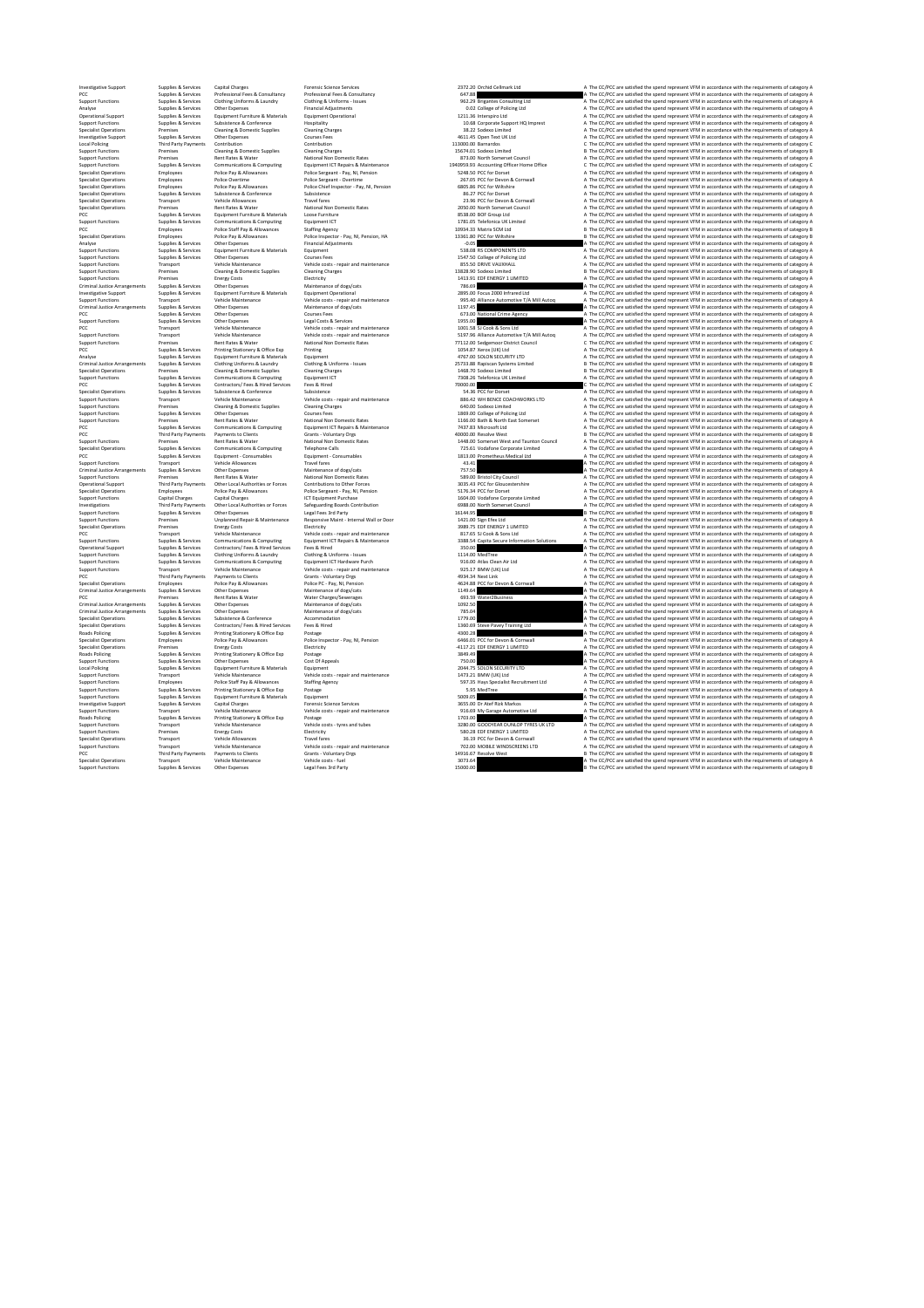| | | | | | | |
|---|---|---|---|---|---|---|
| Investigative Support | Supplies & Services | Capital Charges | Forensic Science Services | 2372.20 | Orchid Cellmark Ltd | A The CC/PCC are satisfied the spend represent VFM in accordance with the requirements of category A |
| PCC | Supplies & Services | Professional Fees & Consultancy | Professional Fees & Consultancy | 647.88 | | A The CC/PCC are satisfied the spend represent VFM in accordance with the requirements of category A |
| Support Functions | Supplies & Services | Clothing Uniforms & Laundry | Clothing & Uniforms - Issues | 962.29 | Brigantes Consulting Ltd | A The CC/PCC are satisfied the spend represent VFM in accordance with the requirements of category A |
| Analyse | Supplies & Services | Other Expenses | Financial Adjustments | 0.02 | College of Policing Ltd | A The CC/PCC are satisfied the spend represent VFM in accordance with the requirements of category A |
| Operational Support | Supplies & Services | Equipment Furniture & Materials | Equipment Operational | 1211.36 | Interspiro Ltd | A The CC/PCC are satisfied the spend represent VFM in accordance with the requirements of category A |
| Support Functions | Supplies & Services | Subsistence & Conference | Hospitality | 10.68 | Corporate Support HQ Imprest | A The CC/PCC are satisfied the spend represent VFM in accordance with the requirements of category A |
| Specialist Operations | Premises | Cleaning & Domestic Supplies | Cleaning Charges | 38.22 | Sodexo Limited | A The CC/PCC are satisfied the spend represent VFM in accordance with the requirements of category A |
| Investigative Support | Supplies & Services | Other Expenses | Courses Fees | 4611.45 | Open Text UK Ltd | A The CC/PCC are satisfied the spend represent VFM in accordance with the requirements of category A |
| Local Policing | Third Party Payments | Contribution | Contribution | 113000.00 | Barnardos | C The CC/PCC are satisfied the spend represent VFM in accordance with the requirements of category C |
| Support Functions | Premises | Cleaning & Domestic Supplies | Cleaning Charges | 15674.01 | Sodexo Limited | B The CC/PCC are satisfied the spend represent VFM in accordance with the requirements of category B |
| Support Functions | Premises | Rent Rates & Water | National Non Domestic Rates | 873.00 | North Somerset Council | A The CC/PCC are satisfied the spend represent VFM in accordance with the requirements of category A |
| Support Functions | Supplies & Services | Communications & Computing | Equipment ICT Repairs & Maintenance | 1940959.93 | Accounting Officer Home Office | C The CC/PCC are satisfied the spend represent VFM in accordance with the requirements of category C |
| Specialist Operations | Employees | Police Pay & Allowances | Police Sergeant - Pay, NI, Pension | 5248.50 | PCC for Dorset | A The CC/PCC are satisfied the spend represent VFM in accordance with the requirements of category A |
| Specialist Operations | Employees | Police Overtime | Police Sergeant - Overtime | 267.05 | PCC for Devon & Cornwall | A The CC/PCC are satisfied the spend represent VFM in accordance with the requirements of category A |
| Specialist Operations | Employees | Police Pay & Allowances | Police Chief Inspector - Pay, NI, Pension | 6805.86 | PCC for Wiltshire | A The CC/PCC are satisfied the spend represent VFM in accordance with the requirements of category A |
| Specialist Operations | Supplies & Services | Subsistence & Conference | Subsistence | 86.27 | PCC for Dorset | A The CC/PCC are satisfied the spend represent VFM in accordance with the requirements of category A |
| Specialist Operations | Transport | Vehicle Allowances | Travel fares | 23.96 | PCC for Devon & Cornwall | A The CC/PCC are satisfied the spend represent VFM in accordance with the requirements of category A |
| Specialist Operations | Premises | Rent Rates & Water | National Non Domestic Rates | 2050.00 | North Somerset Council | A The CC/PCC are satisfied the spend represent VFM in accordance with the requirements of category A |
| PCC | Supplies & Services | Equipment Furniture & Materials | Loose Furniture | 8538.00 | BOF Group Ltd | A The CC/PCC are satisfied the spend represent VFM in accordance with the requirements of category A |
| Support Functions | Supplies & Services | Communications & Computing | Equipment ICT | 1781.05 | Telefonica UK Limited | A The CC/PCC are satisfied the spend represent VFM in accordance with the requirements of category A |
| PCC | Employees | Police Staff Pay & Allowances | Staffing Agency | 10934.33 | Matrix SCM Ltd | B The CC/PCC are satisfied the spend represent VFM in accordance with the requirements of category B |
| Specialist Operations | Employees | Police Pay & Allowances | Police Inspector - Pay, NI, Pension, HA | 13361.80 | PCC for Wiltshire | B The CC/PCC are satisfied the spend represent VFM in accordance with the requirements of category B |
| Analyse | Supplies & Services | Other Expenses | Financial Adjustments | -0.05 | | A The CC/PCC are satisfied the spend represent VFM in accordance with the requirements of category A |
| Support Functions | Supplies & Services | Equipment Furniture & Materials | Equipment | 538.08 | RS COMPONENTS LTD | A The CC/PCC are satisfied the spend represent VFM in accordance with the requirements of category A |
| Support Functions | Supplies & Services | Other Expenses | Courses Fees | 1547.50 | College of Policing Ltd | A The CC/PCC are satisfied the spend represent VFM in accordance with the requirements of category A |
| Support Functions | Transport | Vehicle Maintenance | Vehicle costs - repair and maintenance | 855.50 | DRIVE VAUXHALL | A The CC/PCC are satisfied the spend represent VFM in accordance with the requirements of category A |
| Support Functions | Premises | Cleaning & Domestic Supplies | Cleaning Charges | 13828.90 | Sodexo Limited | B The CC/PCC are satisfied the spend represent VFM in accordance with the requirements of category B |
| Support Functions | Premises | Energy Costs | Electricity | 1413.91 | EDF ENERGY 1 LIMITED | A The CC/PCC are satisfied the spend represent VFM in accordance with the requirements of category A |
| Criminal Justice Arrangements | Supplies & Services | Other Expenses | Maintenance of dogs/cats | 786.69 | | A The CC/PCC are satisfied the spend represent VFM in accordance with the requirements of category A |
| Investigative Support | Supplies & Services | Equipment Furniture & Materials | Equipment Operational | 2895.00 | Focus 2000 Infrared Ltd | A The CC/PCC are satisfied the spend represent VFM in accordance with the requirements of category A |
| Support Functions | Transport | Vehicle Maintenance | Vehicle costs - repair and maintenance | 995.40 | Alliance Automotive T/A Mill Autoq | A The CC/PCC are satisfied the spend represent VFM in accordance with the requirements of category A |
| Criminal Justice Arrangements | Supplies & Services | Other Expenses | Maintenance of dogs/cats | 1197.45 | | A The CC/PCC are satisfied the spend represent VFM in accordance with the requirements of category A |
| PCC | Supplies & Services | Other Expenses | Courses Fees | 673.00 | National Crime Agency | A The CC/PCC are satisfied the spend represent VFM in accordance with the requirements of category A |
| Support Functions | Supplies & Services | Other Expenses | Legal Costs & Services | 1955.00 | | A The CC/PCC are satisfied the spend represent VFM in accordance with the requirements of category A |
| PCC | Transport | Vehicle Maintenance | Vehicle costs - repair and maintenance | 1001.58 | SJ Cook & Sons Ltd | A The CC/PCC are satisfied the spend represent VFM in accordance with the requirements of category A |
| Support Functions | Transport | Vehicle Maintenance | Vehicle costs - repair and maintenance | 5197.96 | Alliance Automotive T/A Mill Autoq | A The CC/PCC are satisfied the spend represent VFM in accordance with the requirements of category A |
| Support Functions | Premises | Rent Rates & Water | National Non Domestic Rates | 77112.00 | Sedgemoor District Council | C The CC/PCC are satisfied the spend represent VFM in accordance with the requirements of category C |
| PCC | Supplies & Services | Printing Stationery & Office Exp | Printing | 1054.87 | Xerox (UK) Ltd | A The CC/PCC are satisfied the spend represent VFM in accordance with the requirements of category A |
| Analyse | Supplies & Services | Equipment Furniture & Materials | Equipment | 4767.00 | SOLON SECURITY LTD | A The CC/PCC are satisfied the spend represent VFM in accordance with the requirements of category A |
| Criminal Justice Arrangements | Supplies & Services | Clothing Uniforms & Laundry | Clothing & Uniforms - Issues | 25733.88 | Rapiscan Systems Limited | B The CC/PCC are satisfied the spend represent VFM in accordance with the requirements of category B |
| Specialist Operations | Premises | Cleaning & Domestic Supplies | Cleaning Charges | 1468.70 | Sodexo Limited | A The CC/PCC are satisfied the spend represent VFM in accordance with the requirements of category A |
| Support Functions | Supplies & Services | Communications & Computing | Equipment ICT | 7308.26 | Telefonica UK Limited | A The CC/PCC are satisfied the spend represent VFM in accordance with the requirements of category A |
| PCC | Supplies & Services | Contractors/ Fees & Hired Services | Fees & Hired | 70000.00 | | C The CC/PCC are satisfied the spend represent VFM in accordance with the requirements of category C |
| Specialist Operations | Supplies & Services | Subsistence & Conference | Subsistence | 54.36 | PCC for Dorset | A The CC/PCC are satisfied the spend represent VFM in accordance with the requirements of category A |
| Support Functions | Transport | Vehicle Maintenance | Vehicle costs - repair and maintenance | 886.42 | WH BENCE COACHWORKS LTD | A The CC/PCC are satisfied the spend represent VFM in accordance with the requirements of category A |
| Support Functions | Premises | Cleaning & Domestic Supplies | Cleaning Charges | 640.00 | Sodexo Limited | A The CC/PCC are satisfied the spend represent VFM in accordance with the requirements of category A |
| Support Functions | Supplies & Services | Other Expenses | Courses Fees | 1869.00 | College of Policing Ltd | A The CC/PCC are satisfied the spend represent VFM in accordance with the requirements of category A |
| Support Functions | Premises | Rent Rates & Water | National Non Domestic Rates | 1166.00 | Bath & North East Somerset | A The CC/PCC are satisfied the spend represent VFM in accordance with the requirements of category A |
| PCC | Supplies & Services | Communications & Computing | Equipment ICT Repairs & Maintenance | 7437.83 | Microsoft Ltd | A The CC/PCC are satisfied the spend represent VFM in accordance with the requirements of category A |
| PCC | Third Party Payments | Payments to Clients | Grants - Voluntary Orgs | 40000.00 | Resolve West | B The CC/PCC are satisfied the spend represent VFM in accordance with the requirements of category B |
| Support Functions | Premises | Rent Rates & Water | National Non Domestic Rates | 1448.00 | Somerset West and Taunton Council | A The CC/PCC are satisfied the spend represent VFM in accordance with the requirements of category A |
| Specialist Operations | Supplies & Services | Communications & Computing | Telephone Calls | 725.61 | Vodafone Corporate Limited | A The CC/PCC are satisfied the spend represent VFM in accordance with the requirements of category A |
| PCC | Supplies & Services | Equipment - Consumables | Equipment - Consumables | 1813.00 | Prometheus Medical Ltd | A The CC/PCC are satisfied the spend represent VFM in accordance with the requirements of category A |
| Support Functions | Transport | Vehicle Allowances | Travel fares | 43.41 | | A The CC/PCC are satisfied the spend represent VFM in accordance with the requirements of category A |
| Criminal Justice Arrangements | Supplies & Services | Other Expenses | Maintenance of dogs/cats | 757.50 | | A The CC/PCC are satisfied the spend represent VFM in accordance with the requirements of category A |
| Support Functions | Premises | Rent Rates & Water | National Non Domestic Rates | 589.00 | Bristol City Council | A The CC/PCC are satisfied the spend represent VFM in accordance with the requirements of category A |
| Operational Support | Third Party Payments | Other Local Authorities or Forces | Contributions to Other Forces | 3035.43 | PCC for Gloucestershire | A The CC/PCC are satisfied the spend represent VFM in accordance with the requirements of category A |
| Specialist Operations | Employees | Police Pay & Allowances | Police Sergeant - Pay, NI, Pension | 5176.34 | PCC for Dorset | A The CC/PCC are satisfied the spend represent VFM in accordance with the requirements of category A |
| Support Functions | Capital Charges | Capital Charges | ICT Equipment Purchase | 1604.00 | Vodafone Corporate Limited | A The CC/PCC are satisfied the spend represent VFM in accordance with the requirements of category A |
| Investigations | Third Party Payments | Other Local Authorities or Forces | Safeguarding Boards Contribution | 6988.00 | North Somerset Council | A The CC/PCC are satisfied the spend represent VFM in accordance with the requirements of category A |
| Support Functions | Supplies & Services | Other Expenses | Legal Fees 3rd Party | 16144.95 | | B The CC/PCC are satisfied the spend represent VFM in accordance with the requirements of category B |
| Support Functions | Premises | Unplanned Repair & Maintenance | Responsive Maint - Internal Wall or Door | 1421.00 | Sign Efex Ltd | A The CC/PCC are satisfied the spend represent VFM in accordance with the requirements of category A |
| Specialist Operations | Premises | Energy Costs | Electricity | 3989.75 | EDF ENERGY 1 LIMITED | A The CC/PCC are satisfied the spend represent VFM in accordance with the requirements of category A |
| PCC | Transport | Vehicle Maintenance | Vehicle costs - repair and maintenance | 817.65 | SJ Cook & Sons Ltd | A The CC/PCC are satisfied the spend represent VFM in accordance with the requirements of category A |
| Support Functions | Supplies & Services | Communications & Computing | Equipment ICT Repairs & Maintenance | 3388.54 | Capita Secure Information Solutions | A The CC/PCC are satisfied the spend represent VFM in accordance with the requirements of category A |
| Operational Support | Supplies & Services | Contractors/ Fees & Hired Services | Fees & Hired | 350.00 | | A The CC/PCC are satisfied the spend represent VFM in accordance with the requirements of category A |
| Support Functions | Supplies & Services | Clothing Uniforms & Laundry | Clothing & Uniforms - Issues | 1114.00 | MedTree | A The CC/PCC are satisfied the spend represent VFM in accordance with the requirements of category A |
| Support Functions | Supplies & Services | Communications & Computing | Equipment ICT Hardware Purch | 916.00 | Atlas Clean Air Ltd | A The CC/PCC are satisfied the spend represent VFM in accordance with the requirements of category A |
| Support Functions | Transport | Vehicle Maintenance | Vehicle costs - repair and maintenance | 925.17 | BMW (UK) Ltd | A The CC/PCC are satisfied the spend represent VFM in accordance with the requirements of category A |
| PCC | Third Party Payments | Payments to Clients | Grants - Voluntary Orgs | 4934.34 | Next Link | A The CC/PCC are satisfied the spend represent VFM in accordance with the requirements of category A |
| Specialist Operations | Employees | Police Pay & Allowances | Police PC - Pay, NI, Pension | 4624.88 | PCC for Devon & Cornwall | A The CC/PCC are satisfied the spend represent VFM in accordance with the requirements of category A |
| Criminal Justice Arrangements | Supplies & Services | Other Expenses | Maintenance of dogs/cats | 1149.64 | | A The CC/PCC are satisfied the spend represent VFM in accordance with the requirements of category A |
| PCC | Premises | Rent Rates & Water | Water Charges/Sewerages | 693.59 | Water2Business | A The CC/PCC are satisfied the spend represent VFM in accordance with the requirements of category A |
| Criminal Justice Arrangements | Supplies & Services | Other Expenses | Maintenance of dogs/cats | 1092.50 | | A The CC/PCC are satisfied the spend represent VFM in accordance with the requirements of category A |
| Criminal Justice Arrangements | Supplies & Services | Other Expenses | Maintenance of dogs/cats | 785.04 | | A The CC/PCC are satisfied the spend represent VFM in accordance with the requirements of category A |
| Specialist Operations | Supplies & Services | Subsistence & Conference | Accommodation | 1770.00 | | A The CC/PCC are satisfied the spend represent VFM in accordance with the requirements of category A |
| Specialist Operations | Supplies & Services | Contractors/ Fees & Hired Services | Fees & Hired | 1360.69 | Steve Pavey Training Ltd | A The CC/PCC are satisfied the spend represent VFM in accordance with the requirements of category A |
| Roads Policing | Supplies & Services | Printing Stationery & Office Exp | Postage | 4300.28 | | A The CC/PCC are satisfied the spend represent VFM in accordance with the requirements of category A |
| Specialist Operations | Employees | Police Pay & Allowances | Police Inspector - Pay, NI, Pension | 6466.01 | PCC for Devon & Cornwall | A The CC/PCC are satisfied the spend represent VFM in accordance with the requirements of category A |
| Specialist Operations | Premises | Energy Costs | Electricity | -4117.21 | EDF ENERGY 1 LIMITED | A The CC/PCC are satisfied the spend represent VFM in accordance with the requirements of category A |
| Roads Policing | Supplies & Services | Printing Stationery & Office Exp | Postage | 3849.49 | | A The CC/PCC are satisfied the spend represent VFM in accordance with the requirements of category A |
| Support Functions | Supplies & Services | Other Expenses | Cost Of Appeals | 750.00 | | A The CC/PCC are satisfied the spend represent VFM in accordance with the requirements of category A |
| Local Policing | Supplies & Services | Equipment Furniture & Materials | Equipment | 2044.75 | SOLON SECURITY LTD | A The CC/PCC are satisfied the spend represent VFM in accordance with the requirements of category A |
| Support Functions | Transport | Vehicle Maintenance | Vehicle costs - repair and maintenance | 1473.21 | BMW (UK) Ltd | A The CC/PCC are satisfied the spend represent VFM in accordance with the requirements of category A |
| Support Functions | Employees | Police Staff Pay & Allowances | Staffing Agency | 597.35 | Hays Specialist Recruitment Ltd | A The CC/PCC are satisfied the spend represent VFM in accordance with the requirements of category A |
| Support Functions | Supplies & Services | Printing Stationery & Office Exp | Postage | 5.95 | MedTree | A The CC/PCC are satisfied the spend represent VFM in accordance with the requirements of category A |
| Support Functions | Supplies & Services | Equipment Furniture & Materials | Equipment | 5009.05 | | A The CC/PCC are satisfied the spend represent VFM in accordance with the requirements of category A |
| Investigative Support | Supplies & Services | Capital Charges | Forensic Science Services | 3655.00 | Dr Atef Rizk Markos | A The CC/PCC are satisfied the spend represent VFM in accordance with the requirements of category A |
| Support Functions | Transport | Vehicle Maintenance | Vehicle costs - repair and maintenance | 916.69 | My Garage Automotive Ltd | A The CC/PCC are satisfied the spend represent VFM in accordance with the requirements of category A |
| Roads Policing | Supplies & Services | Printing Stationery & Office Exp | Postage | 1703.00 | | A The CC/PCC are satisfied the spend represent VFM in accordance with the requirements of category A |
| Support Functions | Transport | Vehicle Maintenance | Vehicle costs - tyres and tubes | 3280.00 | GOODYEAR DUNLOP TYRES UK LTD | A The CC/PCC are satisfied the spend represent VFM in accordance with the requirements of category A |
| Support Functions | Premises | Energy Costs | Electricity | 580.28 | EDF ENERGY 1 LIMITED | A The CC/PCC are satisfied the spend represent VFM in accordance with the requirements of category A |
| Specialist Operations | Transport | Vehicle Allowances | Travel fares | 36.19 | PCC for Devon & Cornwall | A The CC/PCC are satisfied the spend represent VFM in accordance with the requirements of category A |
| Support Functions | Transport | Vehicle Maintenance | Vehicle costs - repair and maintenance | 702.00 | MOBILE WINDSCREENS LTD | A The CC/PCC are satisfied the spend represent VFM in accordance with the requirements of category A |
| PCC | Third Party Payments | Payments to Clients | Grants - Voluntary Orgs | 14916.67 | Resolve West | B The CC/PCC are satisfied the spend represent VFM in accordance with the requirements of category B |
| Specialist Operations | Transport | Vehicle Maintenance | Vehicle costs - fuel | 3073.64 | | A The CC/PCC are satisfied the spend represent VFM in accordance with the requirements of category A |
| Support Functions | Supplies & Services | Other Expenses | Legal Fees 3rd Party | 15000.00 | | B The CC/PCC are satisfied the spend represent VFM in accordance with the requirements of category B |